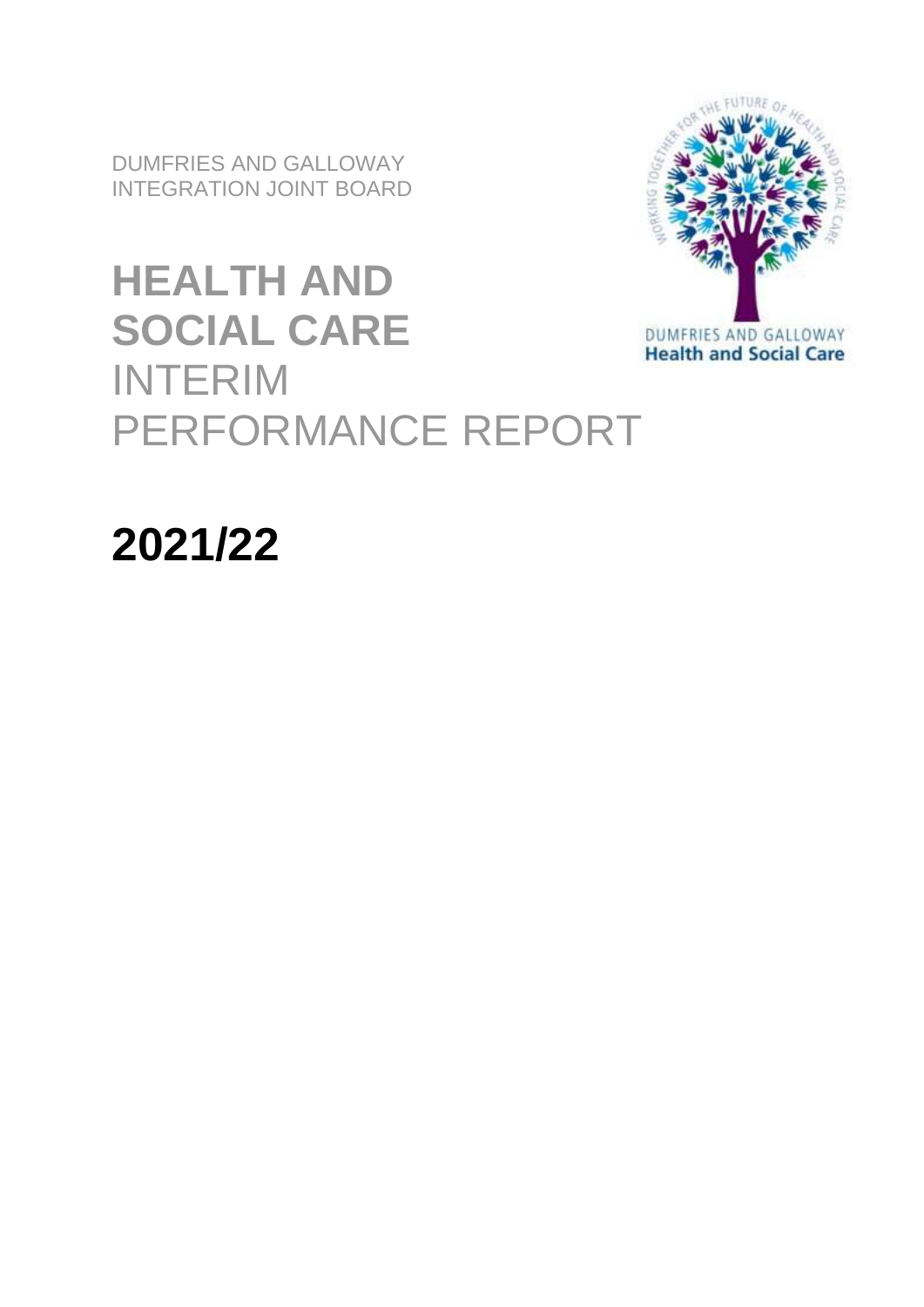DUMFRIES AND GALLOWAY
INTEGRATION JOINT BOARD

# HEALTH AND SOCIAL CARE INTERIM PERFORMANCE REPORT

# 2021/22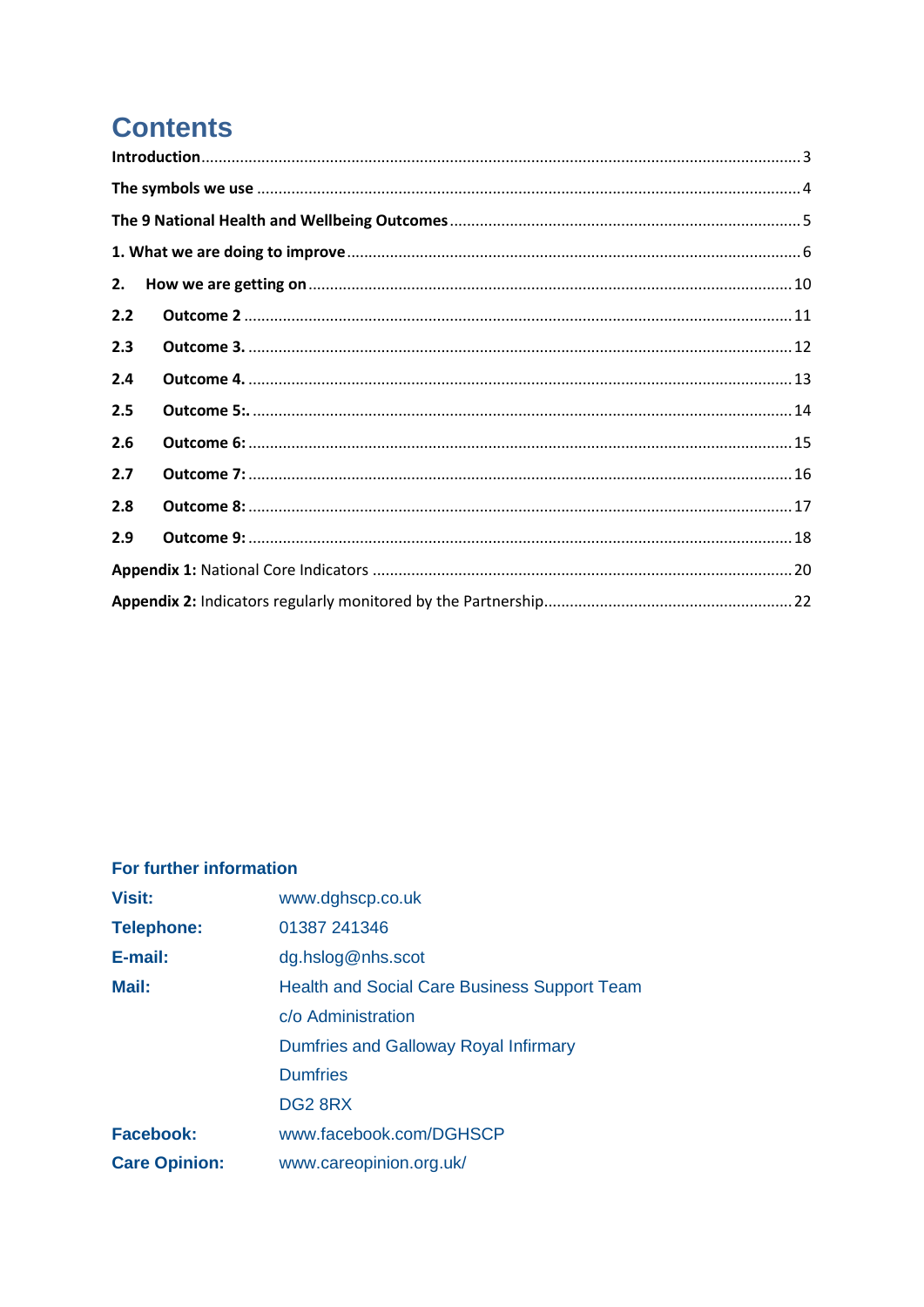# Contents

**Introduction** ... 3

**The symbols we use** ... 4

**The 9 National Health and Wellbeing Outcomes** ... 5

**1. What we are doing to improve** ... 6

**2. How we are getting on** ... 10

**2.2 Outcome 2** ... 11

**2.3 Outcome 3.** ... 12

**2.4 Outcome 4.** ... 13

**2.5 Outcome 5:.** ... 14

**2.6 Outcome 6:** ... 15

**2.7 Outcome 7:** ... 16

**2.8 Outcome 8:** ... 17

**2.9 Outcome 9:** ... 18

**Appendix 1:** National Core Indicators ... 20

**Appendix 2:** Indicators regularly monitored by the Partnership ... 22

**For further information**

| | |
|---|---|
| **Visit:** | www.dghscp.co.uk |
| **Telephone:** | 01387 241346 |
| **E-mail:** | dg.hslog@nhs.scot |
| **Mail:** | Health and Social Care Business Support Team<br>c/o Administration<br>Dumfries and Galloway Royal Infirmary<br>Dumfries<br>DG2 8RX |
| **Facebook:** | www.facebook.com/DGHSCP |
| **Care Opinion:** | www.careopinion.org.uk/ |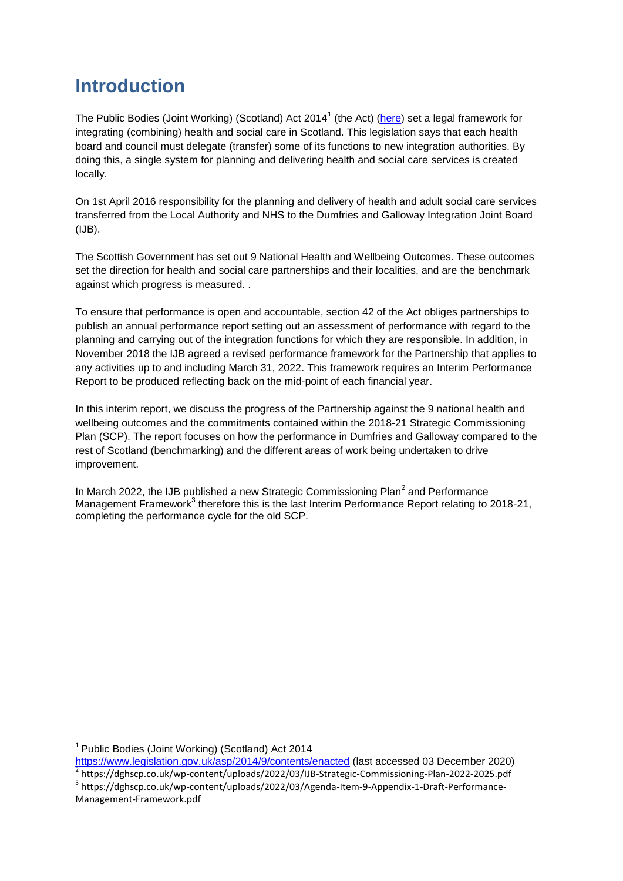# Introduction

The Public Bodies (Joint Working) (Scotland) Act 2014[1] (the Act) (here) set a legal framework for integrating (combining) health and social care in Scotland. This legislation says that each health board and council must delegate (transfer) some of its functions to new integration authorities. By doing this, a single system for planning and delivering health and social care services is created locally.

On 1st April 2016 responsibility for the planning and delivery of health and adult social care services transferred from the Local Authority and NHS to the Dumfries and Galloway Integration Joint Board (IJB).

The Scottish Government has set out 9 National Health and Wellbeing Outcomes. These outcomes set the direction for health and social care partnerships and their localities, and are the benchmark against which progress is measured. .

To ensure that performance is open and accountable, section 42 of the Act obliges partnerships to publish an annual performance report setting out an assessment of performance with regard to the planning and carrying out of the integration functions for which they are responsible. In addition, in November 2018 the IJB agreed a revised performance framework for the Partnership that applies to any activities up to and including March 31, 2022. This framework requires an Interim Performance Report to be produced reflecting back on the mid-point of each financial year.

In this interim report, we discuss the progress of the Partnership against the 9 national health and wellbeing outcomes and the commitments contained within the 2018-21 Strategic Commissioning Plan (SCP). The report focuses on how the performance in Dumfries and Galloway compared to the rest of Scotland (benchmarking) and the different areas of work being undertaken to drive improvement.

In March 2022, the IJB published a new Strategic Commissioning Plan[2] and Performance Management Framework[3] therefore this is the last Interim Performance Report relating to 2018-21, completing the performance cycle for the old SCP.

---

[1] Public Bodies (Joint Working) (Scotland) Act 2014 https://www.legislation.gov.uk/asp/2014/9/contents/enacted (last accessed 03 December 2020)

[2] https://dghscp.co.uk/wp-content/uploads/2022/03/IJB-Strategic-Commissioning-Plan-2022-2025.pdf

[3] https://dghscp.co.uk/wp-content/uploads/2022/03/Agenda-Item-9-Appendix-1-Draft-Performance-Management-Framework.pdf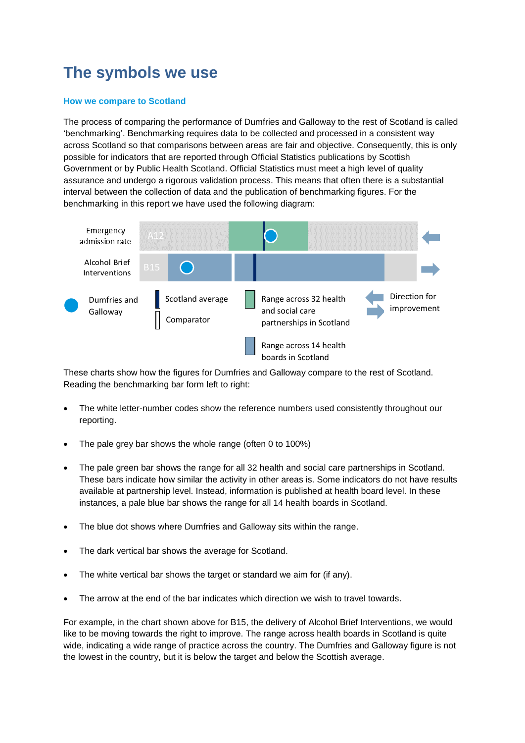# The symbols we use

### How we compare to Scotland

The process of comparing the performance of Dumfries and Galloway to the rest of Scotland is called 'benchmarking'. Benchmarking requires data to be collected and processed in a consistent way across Scotland so that comparisons between areas are fair and objective. Consequently, this is only possible for indicators that are reported through Official Statistics publications by Scottish Government or by Public Health Scotland. Official Statistics must meet a high level of quality assurance and undergo a rigorous validation process. This means that often there is a substantial interval between the collection of data and the publication of benchmarking figures. For the benchmarking in this report we have used the following diagram:

Emergency admission rate — A12

Alcohol Brief Interventions — B15

Dumfries and Galloway | Scotland average | Comparator | Range across 32 health and social care partnerships in Scotland | Range across 14 health boards in Scotland | Direction for improvement

These charts show how the figures for Dumfries and Galloway compare to the rest of Scotland. Reading the benchmarking bar form left to right:

- The white letter-number codes show the reference numbers used consistently throughout our reporting.
- The pale grey bar shows the whole range (often 0 to 100%)
- The pale green bar shows the range for all 32 health and social care partnerships in Scotland. These bars indicate how similar the activity in other areas is. Some indicators do not have results available at partnership level. Instead, information is published at health board level. In these instances, a pale blue bar shows the range for all 14 health boards in Scotland.
- The blue dot shows where Dumfries and Galloway sits within the range.
- The dark vertical bar shows the average for Scotland.
- The white vertical bar shows the target or standard we aim for (if any).
- The arrow at the end of the bar indicates which direction we wish to travel towards.

For example, in the chart shown above for B15, the delivery of Alcohol Brief Interventions, we would like to be moving towards the right to improve. The range across health boards in Scotland is quite wide, indicating a wide range of practice across the country. The Dumfries and Galloway figure is not the lowest in the country, but it is below the target and below the Scottish average.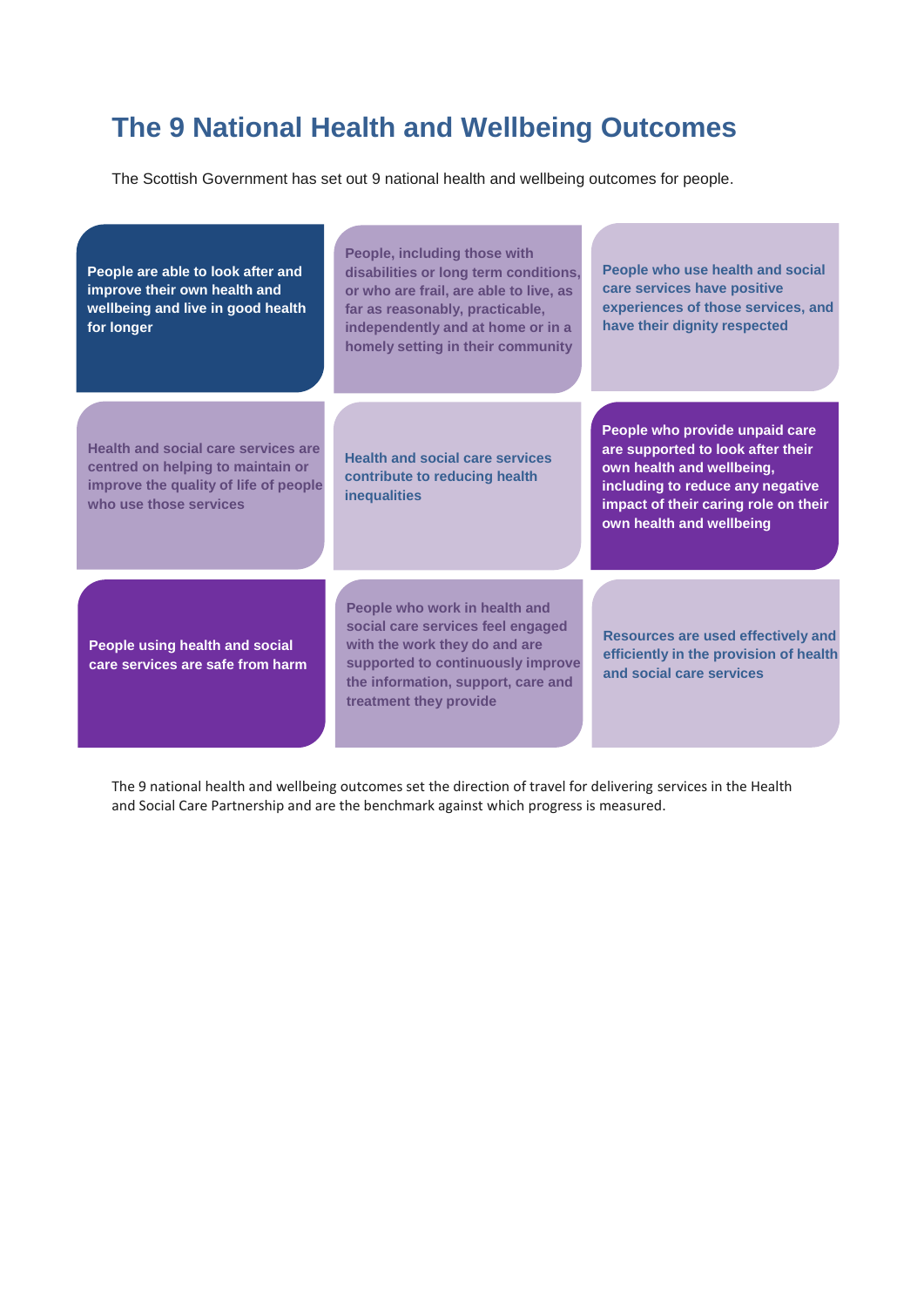# The 9 National Health and Wellbeing Outcomes

The Scottish Government has set out 9 national health and wellbeing outcomes for people.

- **People are able to look after and improve their own health and wellbeing and live in good health for longer**
- **People, including those with disabilities or long term conditions, or who are frail, are able to live, as far as reasonably, practicable, independently and at home or in a homely setting in their community**
- **People who use health and social care services have positive experiences of those services, and have their dignity respected**
- **Health and social care services are centred on helping to maintain or improve the quality of life of people who use those services**
- **Health and social care services contribute to reducing health inequalities**
- **People who provide unpaid care are supported to look after their own health and wellbeing, including to reduce any negative impact of their caring role on their own health and wellbeing**
- **People using health and social care services are safe from harm**
- **People who work in health and social care services feel engaged with the work they do and are supported to continuously improve the information, support, care and treatment they provide**
- **Resources are used effectively and efficiently in the provision of health and social care services**

The 9 national health and wellbeing outcomes set the direction of travel for delivering services in the Health and Social Care Partnership and are the benchmark against which progress is measured.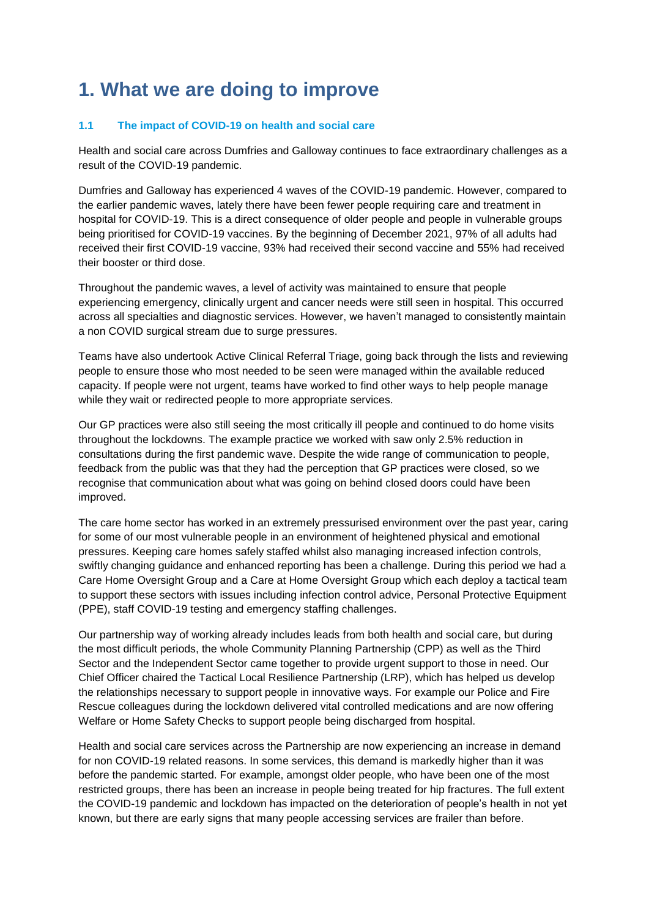# 1. What we are doing to improve

### 1.1 The impact of COVID-19 on health and social care

Health and social care across Dumfries and Galloway continues to face extraordinary challenges as a result of the COVID-19 pandemic.

Dumfries and Galloway has experienced 4 waves of the COVID-19 pandemic. However, compared to the earlier pandemic waves, lately there have been fewer people requiring care and treatment in hospital for COVID-19. This is a direct consequence of older people and people in vulnerable groups being prioritised for COVID-19 vaccines. By the beginning of December 2021, 97% of all adults had received their first COVID-19 vaccine, 93% had received their second vaccine and 55% had received their booster or third dose.

Throughout the pandemic waves, a level of activity was maintained to ensure that people experiencing emergency, clinically urgent and cancer needs were still seen in hospital. This occurred across all specialties and diagnostic services. However, we haven't managed to consistently maintain a non COVID surgical stream due to surge pressures.

Teams have also undertook Active Clinical Referral Triage, going back through the lists and reviewing people to ensure those who most needed to be seen were managed within the available reduced capacity. If people were not urgent, teams have worked to find other ways to help people manage while they wait or redirected people to more appropriate services.

Our GP practices were also still seeing the most critically ill people and continued to do home visits throughout the lockdowns. The example practice we worked with saw only 2.5% reduction in consultations during the first pandemic wave. Despite the wide range of communication to people, feedback from the public was that they had the perception that GP practices were closed, so we recognise that communication about what was going on behind closed doors could have been improved.

The care home sector has worked in an extremely pressurised environment over the past year, caring for some of our most vulnerable people in an environment of heightened physical and emotional pressures. Keeping care homes safely staffed whilst also managing increased infection controls, swiftly changing guidance and enhanced reporting has been a challenge. During this period we had a Care Home Oversight Group and a Care at Home Oversight Group which each deploy a tactical team to support these sectors with issues including infection control advice, Personal Protective Equipment (PPE), staff COVID-19 testing and emergency staffing challenges.

Our partnership way of working already includes leads from both health and social care, but during the most difficult periods, the whole Community Planning Partnership (CPP) as well as the Third Sector and the Independent Sector came together to provide urgent support to those in need. Our Chief Officer chaired the Tactical Local Resilience Partnership (LRP), which has helped us develop the relationships necessary to support people in innovative ways. For example our Police and Fire Rescue colleagues during the lockdown delivered vital controlled medications and are now offering Welfare or Home Safety Checks to support people being discharged from hospital.

Health and social care services across the Partnership are now experiencing an increase in demand for non COVID-19 related reasons. In some services, this demand is markedly higher than it was before the pandemic started. For example, amongst older people, who have been one of the most restricted groups, there has been an increase in people being treated for hip fractures. The full extent the COVID-19 pandemic and lockdown has impacted on the deterioration of people's health in not yet known, but there are early signs that many people accessing services are frailer than before.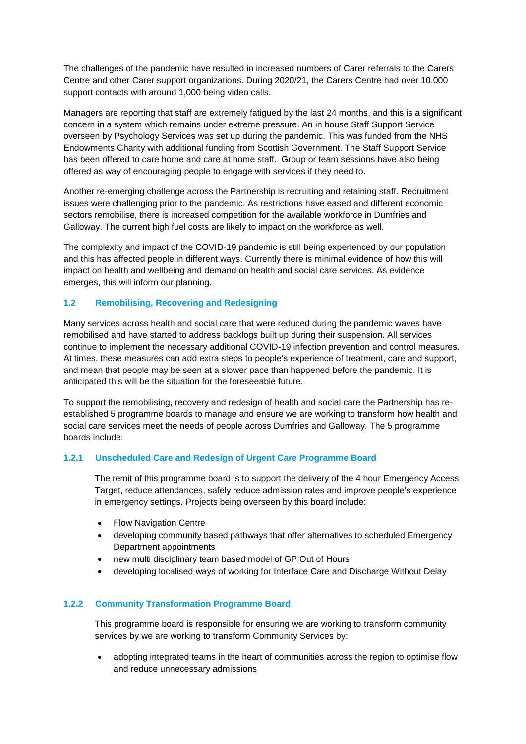The challenges of the pandemic have resulted in increased numbers of Carer referrals to the Carers Centre and other Carer support organizations. During 2020/21, the Carers Centre had over 10,000 support contacts with around 1,000 being video calls.

Managers are reporting that staff are extremely fatigued by the last 24 months, and this is a significant concern in a system which remains under extreme pressure. An in house Staff Support Service overseen by Psychology Services was set up during the pandemic. This was funded from the NHS Endowments Charity with additional funding from Scottish Government. The Staff Support Service has been offered to care home and care at home staff. Group or team sessions have also being offered as way of encouraging people to engage with services if they need to.

Another re-emerging challenge across the Partnership is recruiting and retaining staff. Recruitment issues were challenging prior to the pandemic. As restrictions have eased and different economic sectors remobilise, there is increased competition for the available workforce in Dumfries and Galloway. The current high fuel costs are likely to impact on the workforce as well.

The complexity and impact of the COVID-19 pandemic is still being experienced by our population and this has affected people in different ways. Currently there is minimal evidence of how this will impact on health and wellbeing and demand on health and social care services. As evidence emerges, this will inform our planning.

### 1.2 Remobilising, Recovering and Redesigning

Many services across health and social care that were reduced during the pandemic waves have remobilised and have started to address backlogs built up during their suspension. All services continue to implement the necessary additional COVID-19 infection prevention and control measures. At times, these measures can add extra steps to people's experience of treatment, care and support, and mean that people may be seen at a slower pace than happened before the pandemic. It is anticipated this will be the situation for the foreseeable future.

To support the remobilising, recovery and redesign of health and social care the Partnership has re-established 5 programme boards to manage and ensure we are working to transform how health and social care services meet the needs of people across Dumfries and Galloway. The 5 programme boards include:

#### 1.2.1 Unscheduled Care and Redesign of Urgent Care Programme Board

The remit of this programme board is to support the delivery of the 4 hour Emergency Access Target, reduce attendances, safely reduce admission rates and improve people's experience in emergency settings. Projects being overseen by this board include:

- Flow Navigation Centre
- developing community based pathways that offer alternatives to scheduled Emergency Department appointments
- new multi disciplinary team based model of GP Out of Hours
- developing localised ways of working for Interface Care and Discharge Without Delay

#### 1.2.2 Community Transformation Programme Board

This programme board is responsible for ensuring we are working to transform community services by we are working to transform Community Services by:

- adopting integrated teams in the heart of communities across the region to optimise flow and reduce unnecessary admissions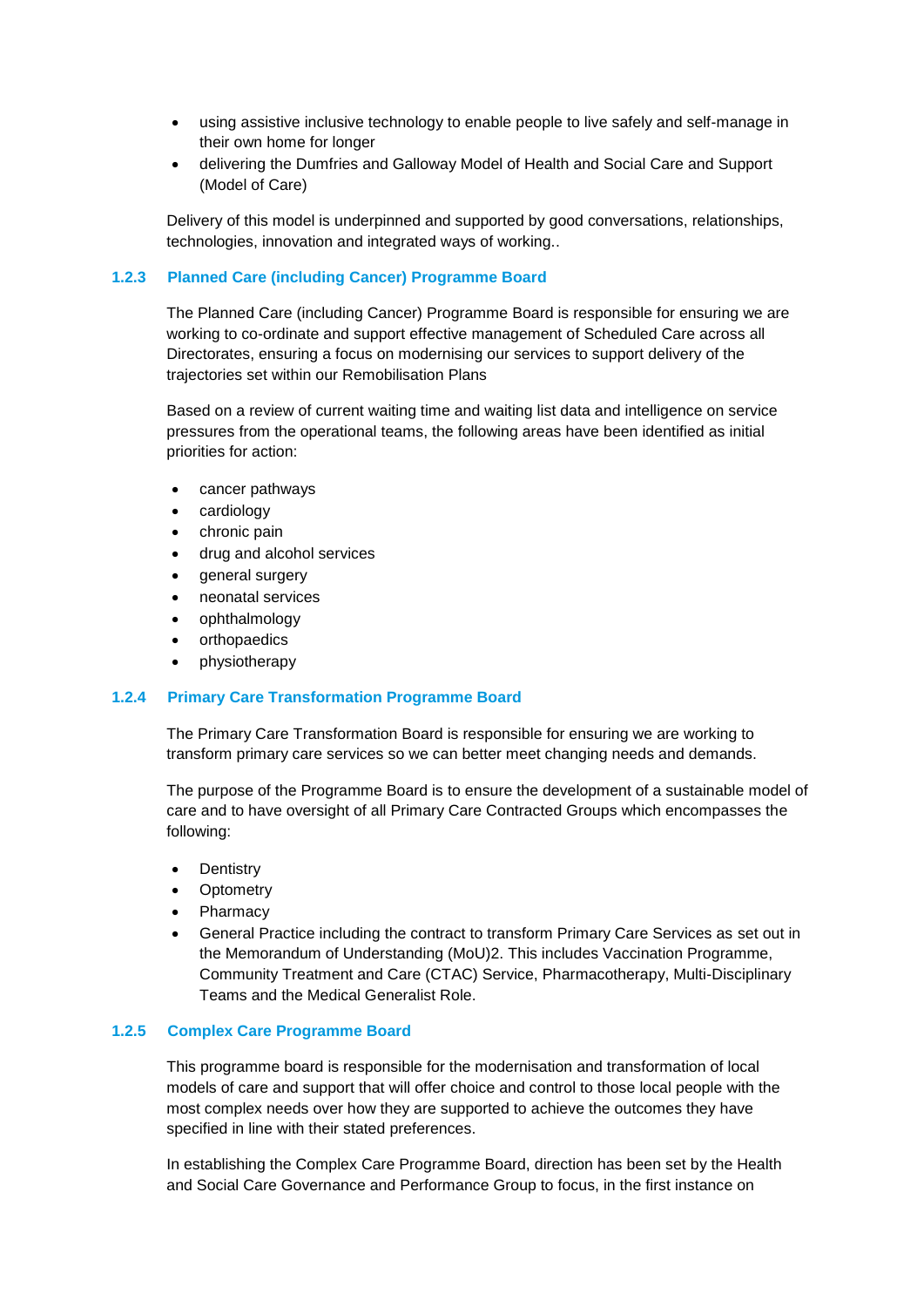- using assistive inclusive technology to enable people to live safely and self-manage in their own home for longer
- delivering the Dumfries and Galloway Model of Health and Social Care and Support (Model of Care)

Delivery of this model is underpinned and supported by good conversations, relationships, technologies, innovation and integrated ways of working..

### 1.2.3 Planned Care (including Cancer) Programme Board

The Planned Care (including Cancer) Programme Board is responsible for ensuring we are working to co-ordinate and support effective management of Scheduled Care across all Directorates, ensuring a focus on modernising our services to support delivery of the trajectories set within our Remobilisation Plans

Based on a review of current waiting time and waiting list data and intelligence on service pressures from the operational teams, the following areas have been identified as initial priorities for action:

- cancer pathways
- cardiology
- chronic pain
- drug and alcohol services
- general surgery
- neonatal services
- ophthalmology
- orthopaedics
- physiotherapy

### 1.2.4 Primary Care Transformation Programme Board

The Primary Care Transformation Board is responsible for ensuring we are working to transform primary care services so we can better meet changing needs and demands.

The purpose of the Programme Board is to ensure the development of a sustainable model of care and to have oversight of all Primary Care Contracted Groups which encompasses the following:

- Dentistry
- Optometry
- Pharmacy
- General Practice including the contract to transform Primary Care Services as set out in the Memorandum of Understanding (MoU)[2]. This includes Vaccination Programme, Community Treatment and Care (CTAC) Service, Pharmacotherapy, Multi-Disciplinary Teams and the Medical Generalist Role.

### 1.2.5 Complex Care Programme Board

This programme board is responsible for the modernisation and transformation of local models of care and support that will offer choice and control to those local people with the most complex needs over how they are supported to achieve the outcomes they have specified in line with their stated preferences.

In establishing the Complex Care Programme Board, direction has been set by the Health and Social Care Governance and Performance Group to focus, in the first instance on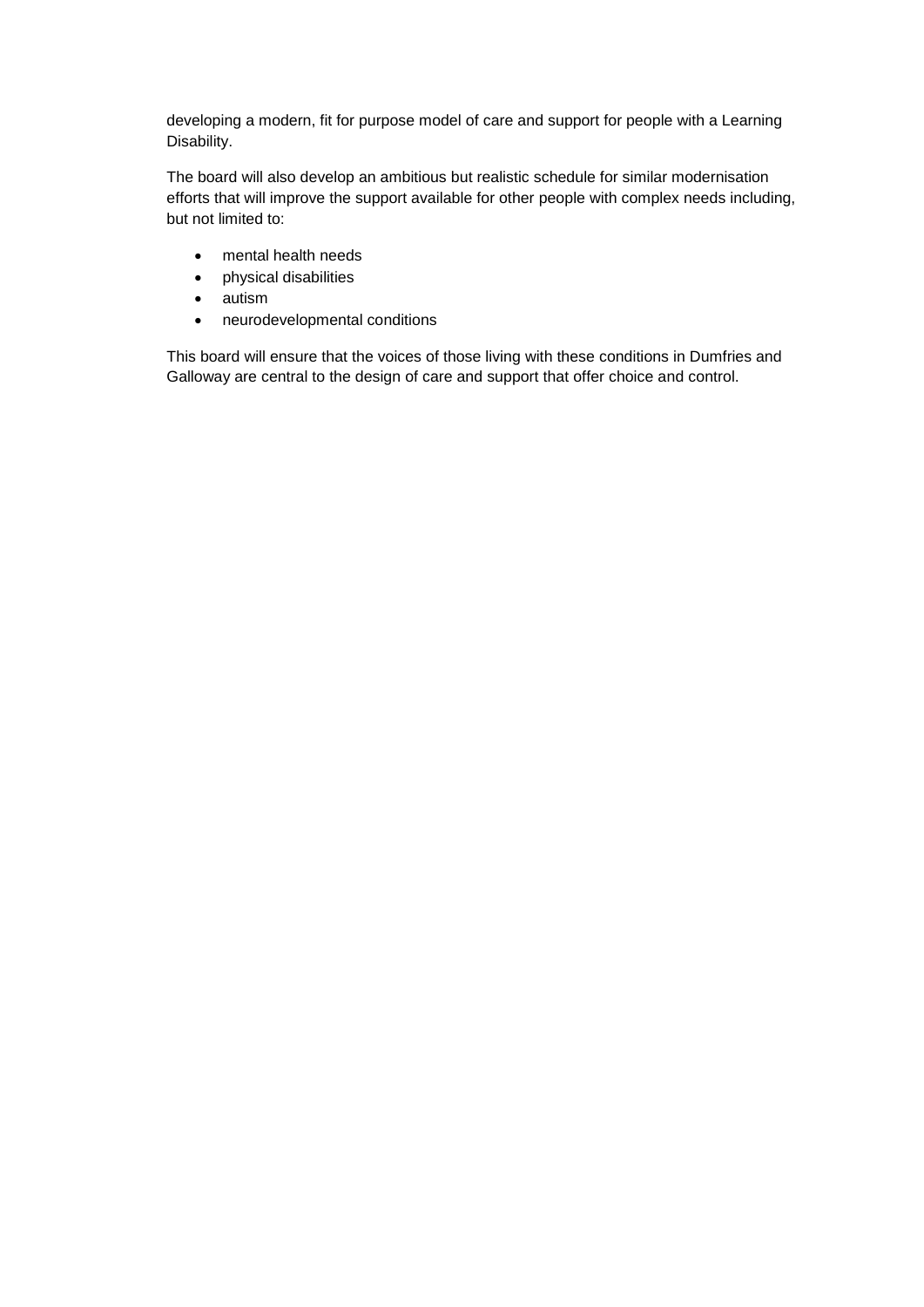developing a modern, fit for purpose model of care and support for people with a Learning Disability.

The board will also develop an ambitious but realistic schedule for similar modernisation efforts that will improve the support available for other people with complex needs including, but not limited to:

- mental health needs
- physical disabilities
- autism
- neurodevelopmental conditions

This board will ensure that the voices of those living with these conditions in Dumfries and Galloway are central to the design of care and support that offer choice and control.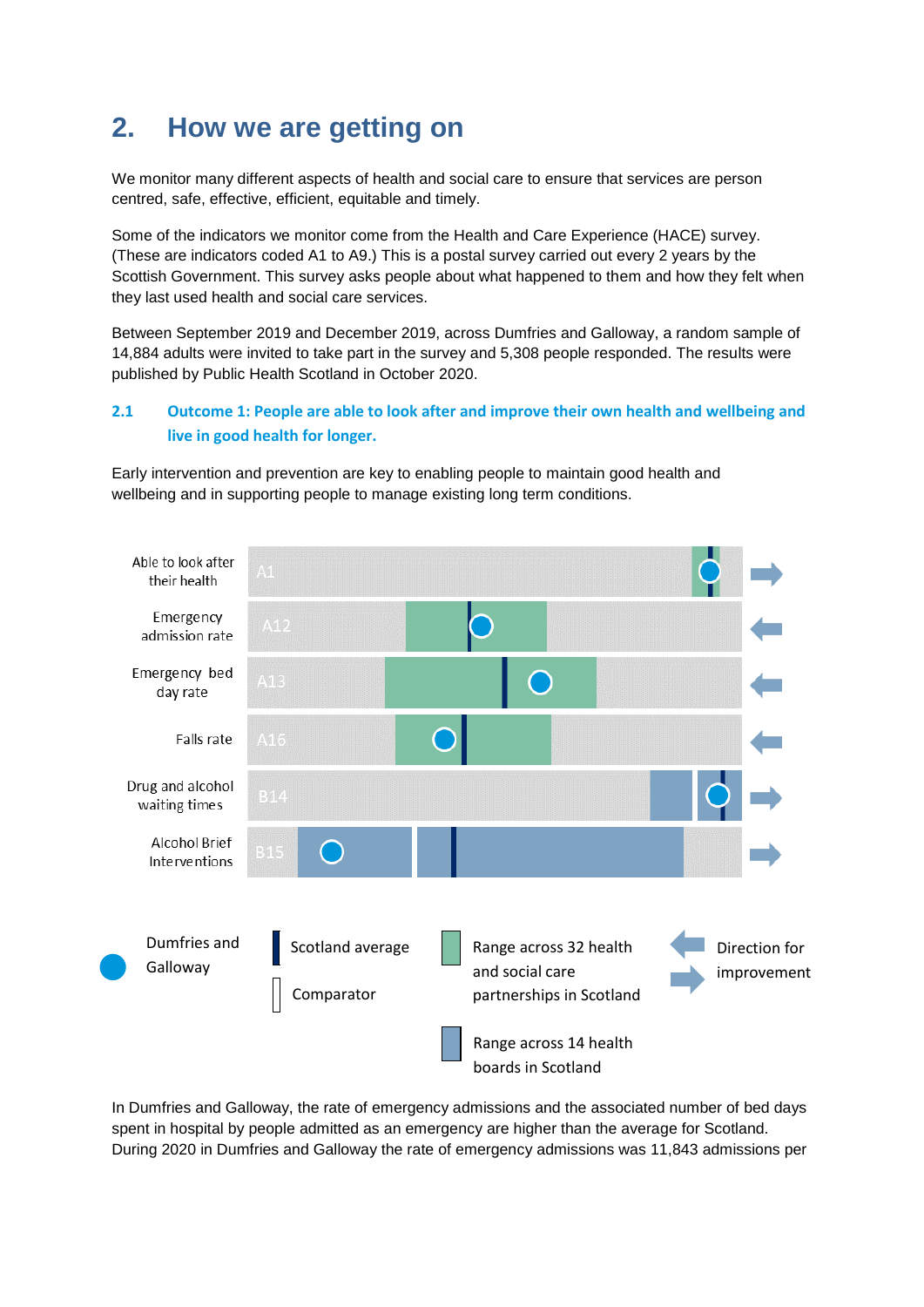## 2. How we are getting on

We monitor many different aspects of health and social care to ensure that services are person centred, safe, effective, efficient, equitable and timely.

Some of the indicators we monitor come from the Health and Care Experience (HACE) survey. (These are indicators coded A1 to A9.) This is a postal survey carried out every 2 years by the Scottish Government. This survey asks people about what happened to them and how they felt when they last used health and social care services.

Between September 2019 and December 2019, across Dumfries and Galloway, a random sample of 14,884 adults were invited to take part in the survey and 5,308 people responded. The results were published by Public Health Scotland in October 2020.

### 2.1 Outcome 1: People are able to look after and improve their own health and wellbeing and live in good health for longer.

Early intervention and prevention are key to enabling people to maintain good health and wellbeing and in supporting people to manage existing long term conditions.

Able to look after their health — A1

Emergency admission rate — A12

Emergency bed day rate — A13

Falls rate — A16

Drug and alcohol waiting times — B14

Alcohol Brief Interventions — B15

Dumfries and Galloway | Scotland average | Comparator | Range across 32 health and social care partnerships in Scotland | Range across 14 health boards in Scotland | Direction for improvement

In Dumfries and Galloway, the rate of emergency admissions and the associated number of bed days spent in hospital by people admitted as an emergency are higher than the average for Scotland. During 2020 in Dumfries and Galloway the rate of emergency admissions was 11,843 admissions per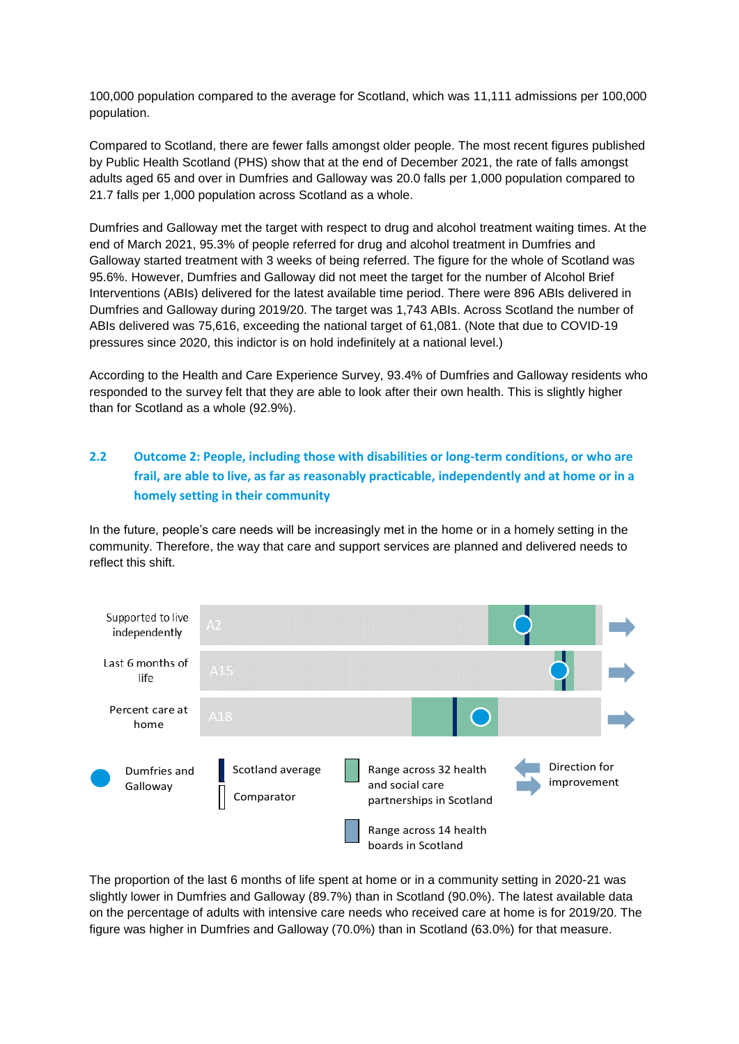100,000 population compared to the average for Scotland, which was 11,111 admissions per 100,000 population.

Compared to Scotland, there are fewer falls amongst older people. The most recent figures published by Public Health Scotland (PHS) show that at the end of December 2021, the rate of falls amongst adults aged 65 and over in Dumfries and Galloway was 20.0 falls per 1,000 population compared to 21.7 falls per 1,000 population across Scotland as a whole.

Dumfries and Galloway met the target with respect to drug and alcohol treatment waiting times. At the end of March 2021, 95.3% of people referred for drug and alcohol treatment in Dumfries and Galloway started treatment with 3 weeks of being referred. The figure for the whole of Scotland was 95.6%. However, Dumfries and Galloway did not meet the target for the number of Alcohol Brief Interventions (ABIs) delivered for the latest available time period. There were 896 ABIs delivered in Dumfries and Galloway during 2019/20. The target was 1,743 ABIs. Across Scotland the number of ABIs delivered was 75,616, exceeding the national target of 61,081. (Note that due to COVID-19 pressures since 2020, this indictor is on hold indefinitely at a national level.)

According to the Health and Care Experience Survey, 93.4% of Dumfries and Galloway residents who responded to the survey felt that they are able to look after their own health. This is slightly higher than for Scotland as a whole (92.9%).

## 2.2 Outcome 2: People, including those with disabilities or long-term conditions, or who are frail, are able to live, as far as reasonably practicable, independently and at home or in a homely setting in their community

In the future, people's care needs will be increasingly met in the home or in a homely setting in the community. Therefore, the way that care and support services are planned and delivered needs to reflect this shift.

Supported to live independently — A2

Last 6 months of life — A15

Percent care at home — A18

Dumfries and Galloway | Scotland average | Comparator | Range across 32 health and social care partnerships in Scotland | Range across 14 health boards in Scotland | Direction for improvement

The proportion of the last 6 months of life spent at home or in a community setting in 2020-21 was slightly lower in Dumfries and Galloway (89.7%) than in Scotland (90.0%). The latest available data on the percentage of adults with intensive care needs who received care at home is for 2019/20. The figure was higher in Dumfries and Galloway (70.0%) than in Scotland (63.0%) for that measure.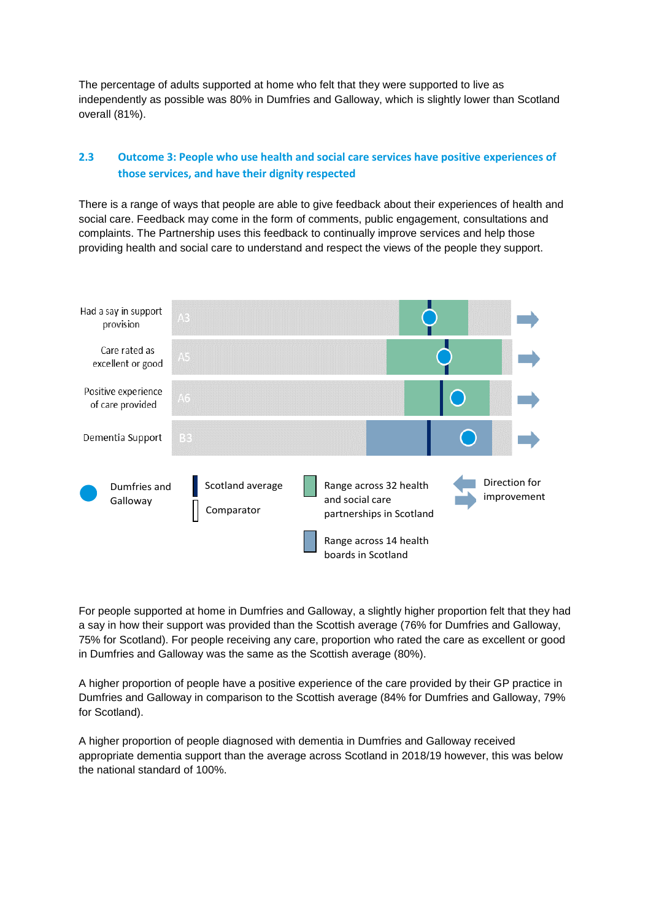The percentage of adults supported at home who felt that they were supported to live as independently as possible was 80% in Dumfries and Galloway, which is slightly lower than Scotland overall (81%).

## 2.3 Outcome 3: People who use health and social care services have positive experiences of those services, and have their dignity respected

There is a range of ways that people are able to give feedback about their experiences of health and social care. Feedback may come in the form of comments, public engagement, consultations and complaints. The Partnership uses this feedback to continually improve services and help those providing health and social care to understand and respect the views of the people they support.

Had a say in support provision A3

Care rated as excellent or good A5

Positive experience of care provided A6

Dementia Support B3

Dumfries and Galloway

Scotland average

Comparator

Range across 32 health and social care partnerships in Scotland

Range across 14 health boards in Scotland

Direction for improvement

For people supported at home in Dumfries and Galloway, a slightly higher proportion felt that they had a say in how their support was provided than the Scottish average (76% for Dumfries and Galloway, 75% for Scotland). For people receiving any care, proportion who rated the care as excellent or good in Dumfries and Galloway was the same as the Scottish average (80%).

A higher proportion of people have a positive experience of the care provided by their GP practice in Dumfries and Galloway in comparison to the Scottish average (84% for Dumfries and Galloway, 79% for Scotland).

A higher proportion of people diagnosed with dementia in Dumfries and Galloway received appropriate dementia support than the average across Scotland in 2018/19 however, this was below the national standard of 100%.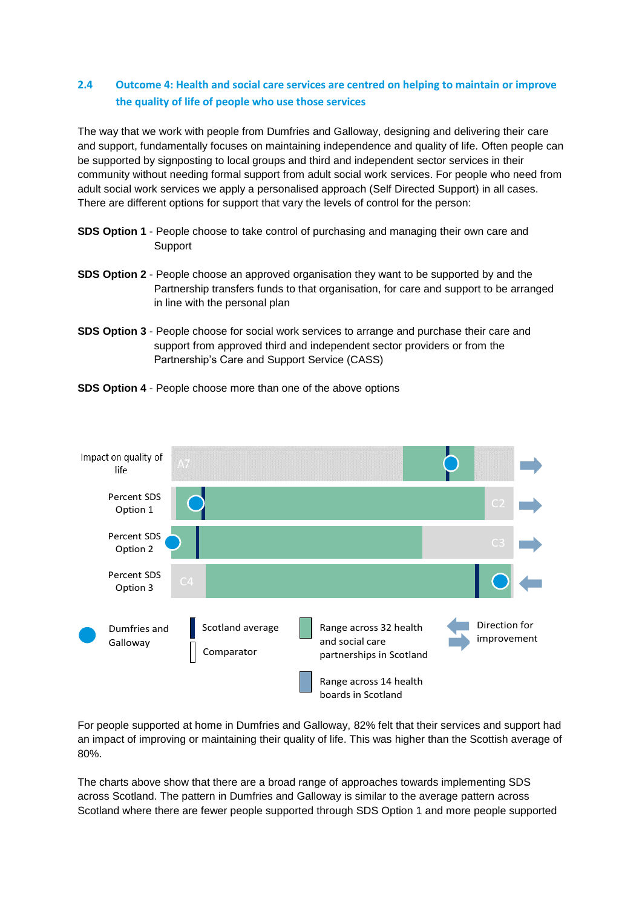## 2.4 Outcome 4: Health and social care services are centred on helping to maintain or improve the quality of life of people who use those services

The way that we work with people from Dumfries and Galloway, designing and delivering their care and support, fundamentally focuses on maintaining independence and quality of life. Often people can be supported by signposting to local groups and third and independent sector services in their community without needing formal support from adult social work services. For people who need from adult social work services we apply a personalised approach (Self Directed Support) in all cases. There are different options for support that vary the levels of control for the person:

**SDS Option 1** - People choose to take control of purchasing and managing their own care and Support

**SDS Option 2** - People choose an approved organisation they want to be supported by and the Partnership transfers funds to that organisation, for care and support to be arranged in line with the personal plan

**SDS Option 3** - People choose for social work services to arrange and purchase their care and support from approved third and independent sector providers or from the Partnership's Care and Support Service (CASS)

**SDS Option 4** - People choose more than one of the above options

Impact on quality of life (A7)

Percent SDS Option 1 (C2)

Percent SDS Option 2 (C3)

Percent SDS Option 3 (C4)

Dumfries and Galloway | Scotland average | Comparator | Range across 32 health and social care partnerships in Scotland | Range across 14 health boards in Scotland | Direction for improvement

For people supported at home in Dumfries and Galloway, 82% felt that their services and support had an impact of improving or maintaining their quality of life. This was higher than the Scottish average of 80%.

The charts above show that there are a broad range of approaches towards implementing SDS across Scotland. The pattern in Dumfries and Galloway is similar to the average pattern across Scotland where there are fewer people supported through SDS Option 1 and more people supported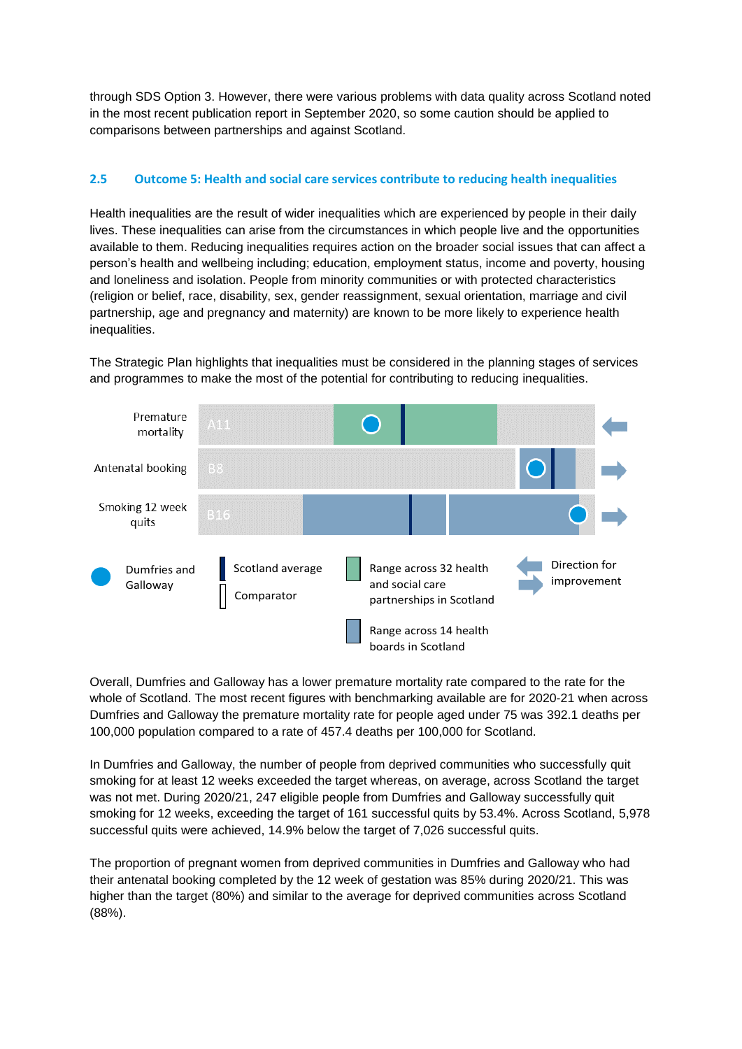through SDS Option 3. However, there were various problems with data quality across Scotland noted in the most recent publication report in September 2020, so some caution should be applied to comparisons between partnerships and against Scotland.

## 2.5 Outcome 5: Health and social care services contribute to reducing health inequalities

Health inequalities are the result of wider inequalities which are experienced by people in their daily lives. These inequalities can arise from the circumstances in which people live and the opportunities available to them. Reducing inequalities requires action on the broader social issues that can affect a person's health and wellbeing including; education, employment status, income and poverty, housing and loneliness and isolation. People from minority communities or with protected characteristics (religion or belief, race, disability, sex, gender reassignment, sexual orientation, marriage and civil partnership, age and pregnancy and maternity) are known to be more likely to experience health inequalities.

The Strategic Plan highlights that inequalities must be considered in the planning stages of services and programmes to make the most of the potential for contributing to reducing inequalities.

Premature mortality — A11
Antenatal booking — B8
Smoking 12 week quits — B16

Dumfries and Galloway | Scotland average | Comparator | Range across 32 health and social care partnerships in Scotland | Range across 14 health boards in Scotland | Direction for improvement

Overall, Dumfries and Galloway has a lower premature mortality rate compared to the rate for the whole of Scotland. The most recent figures with benchmarking available are for 2020-21 when across Dumfries and Galloway the premature mortality rate for people aged under 75 was 392.1 deaths per 100,000 population compared to a rate of 457.4 deaths per 100,000 for Scotland.

In Dumfries and Galloway, the number of people from deprived communities who successfully quit smoking for at least 12 weeks exceeded the target whereas, on average, across Scotland the target was not met. During 2020/21, 247 eligible people from Dumfries and Galloway successfully quit smoking for 12 weeks, exceeding the target of 161 successful quits by 53.4%. Across Scotland, 5,978 successful quits were achieved, 14.9% below the target of 7,026 successful quits.

The proportion of pregnant women from deprived communities in Dumfries and Galloway who had their antenatal booking completed by the 12 week of gestation was 85% during 2020/21. This was higher than the target (80%) and similar to the average for deprived communities across Scotland (88%).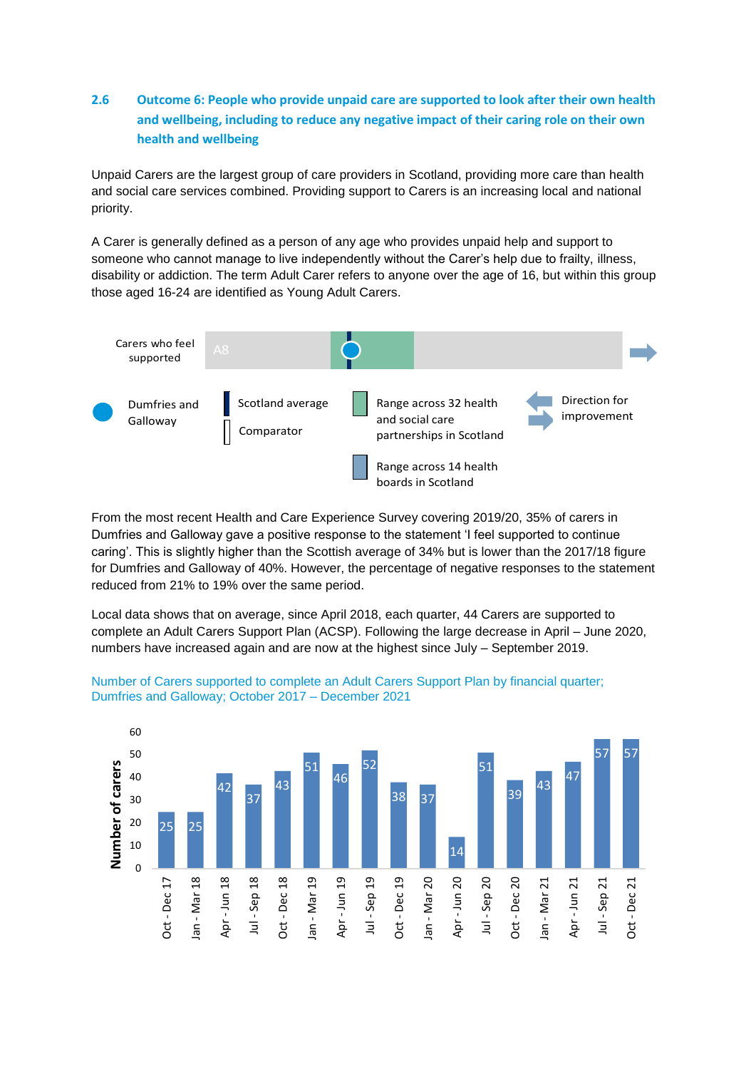## 2.6 Outcome 6: People who provide unpaid care are supported to look after their own health and wellbeing, including to reduce any negative impact of their caring role on their own health and wellbeing

Unpaid Carers are the largest group of care providers in Scotland, providing more care than health and social care services combined. Providing support to Carers is an increasing local and national priority.

A Carer is generally defined as a person of any age who provides unpaid help and support to someone who cannot manage to live independently without the Carer's help due to frailty, illness, disability or addiction. The term Adult Carer refers to anyone over the age of 16, but within this group those aged 16-24 are identified as Young Adult Carers.

Carers who feel supported — A8

Legend: Dumfries and Galloway; Scotland average; Comparator; Range across 32 health and social care partnerships in Scotland; Range across 14 health boards in Scotland; Direction for improvement

From the most recent Health and Care Experience Survey covering 2019/20, 35% of carers in Dumfries and Galloway gave a positive response to the statement 'I feel supported to continue caring'. This is slightly higher than the Scottish average of 34% but is lower than the 2017/18 figure for Dumfries and Galloway of 40%. However, the percentage of negative responses to the statement reduced from 21% to 19% over the same period.

Local data shows that on average, since April 2018, each quarter, 44 Carers are supported to complete an Adult Carers Support Plan (ACSP). Following the large decrease in April – June 2020, numbers have increased again and are now at the highest since July – September 2019.

Number of Carers supported to complete an Adult Carers Support Plan by financial quarter; Dumfries and Galloway; October 2017 – December 2021

| Quarter | Number of carers |
|---|---|
| Oct - Dec 17 | 25 |
| Jan - Mar 18 | 25 |
| Apr - Jun 18 | 42 |
| Jul - Sep 18 | 37 |
| Oct - Dec 18 | 43 |
| Jan - Mar 19 | 51 |
| Apr - Jun 19 | 46 |
| Jul - Sep 19 | 52 |
| Oct - Dec 19 | 38 |
| Jan - Mar 20 | 37 |
| Apr - Jun 20 | 14 |
| Jul - Sep 20 | 51 |
| Oct - Dec 20 | 39 |
| Jan - Mar 21 | 43 |
| Apr - Jun 21 | 47 |
| Jul - Sep 21 | 57 |
| Oct - Dec 21 | 57 |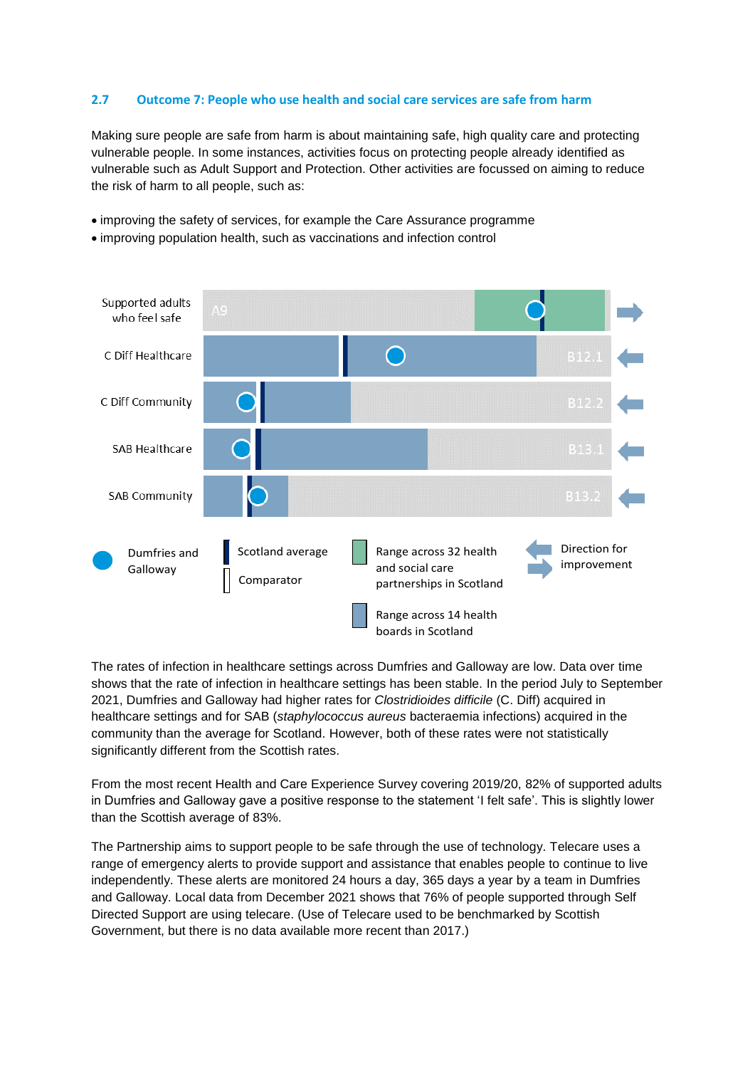## 2.7 Outcome 7: People who use health and social care services are safe from harm

Making sure people are safe from harm is about maintaining safe, high quality care and protecting vulnerable people. In some instances, activities focus on protecting people already identified as vulnerable such as Adult Support and Protection. Other activities are focussed on aiming to reduce the risk of harm to all people, such as:

- improving the safety of services, for example the Care Assurance programme
- improving population health, such as vaccinations and infection control

Supported adults who feel safe — A9

C Diff Healthcare — B12.1

C Diff Community — B12.2

SAB Healthcare — B13.1

SAB Community — B13.2

Dumfries and Galloway | Scotland average | Comparator | Range across 32 health and social care partnerships in Scotland | Range across 14 health boards in Scotland | Direction for improvement

The rates of infection in healthcare settings across Dumfries and Galloway are low. Data over time shows that the rate of infection in healthcare settings has been stable. In the period July to September 2021, Dumfries and Galloway had higher rates for *Clostridioides difficile* (C. Diff) acquired in healthcare settings and for SAB (*staphylococcus aureus* bacteraemia infections) acquired in the community than the average for Scotland. However, both of these rates were not statistically significantly different from the Scottish rates.

From the most recent Health and Care Experience Survey covering 2019/20, 82% of supported adults in Dumfries and Galloway gave a positive response to the statement 'I felt safe'. This is slightly lower than the Scottish average of 83%.

The Partnership aims to support people to be safe through the use of technology. Telecare uses a range of emergency alerts to provide support and assistance that enables people to continue to live independently. These alerts are monitored 24 hours a day, 365 days a year by a team in Dumfries and Galloway. Local data from December 2021 shows that 76% of people supported through Self Directed Support are using telecare. (Use of Telecare used to be benchmarked by Scottish Government, but there is no data available more recent than 2017.)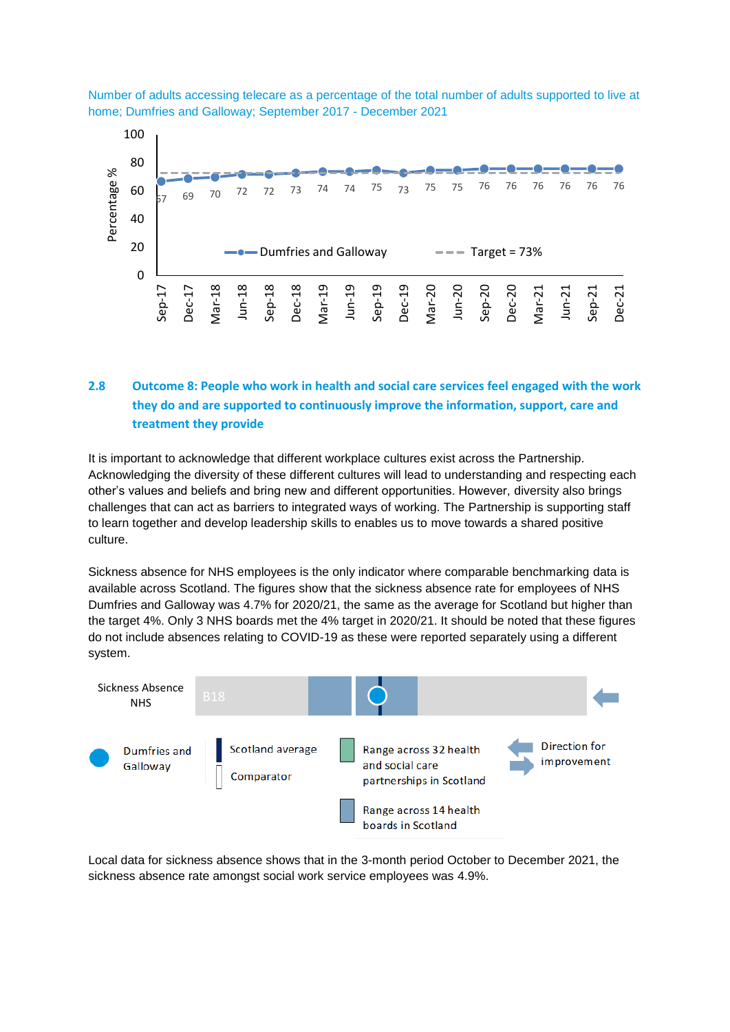Number of adults accessing telecare as a percentage of the total number of adults supported to live at home; Dumfries and Galloway; September 2017 - December 2021

| Quarter | Dumfries and Galloway (%) | Target (%) |
|---|---|---|
| Sep-17 | 67 | 73 |
| Dec-17 | 69 | 73 |
| Mar-18 | 70 | 73 |
| Jun-18 | 72 | 73 |
| Sep-18 | 72 | 73 |
| Dec-18 | 73 | 73 |
| Mar-19 | 74 | 73 |
| Jun-19 | 74 | 73 |
| Sep-19 | 75 | 73 |
| Dec-19 | 73 | 73 |
| Mar-20 | 75 | 73 |
| Jun-20 | 75 | 73 |
| Sep-20 | 76 | 73 |
| Dec-20 | 76 | 73 |
| Mar-21 | 76 | 73 |
| Jun-21 | 76 | 73 |
| Sep-21 | 76 | 73 |
| Dec-21 | 76 | 73 |

## 2.8 Outcome 8: People who work in health and social care services feel engaged with the work they do and are supported to continuously improve the information, support, care and treatment they provide

It is important to acknowledge that different workplace cultures exist across the Partnership. Acknowledging the diversity of these different cultures will lead to understanding and respecting each other's values and beliefs and bring new and different opportunities. However, diversity also brings challenges that can act as barriers to integrated ways of working. The Partnership is supporting staff to learn together and develop leadership skills to enables us to move towards a shared positive culture.

Sickness absence for NHS employees is the only indicator where comparable benchmarking data is available across Scotland. The figures show that the sickness absence rate for employees of NHS Dumfries and Galloway was 4.7% for 2020/21, the same as the average for Scotland but higher than the target 4%. Only 3 NHS boards met the 4% target in 2020/21. It should be noted that these figures do not include absences relating to COVID-19 as these were reported separately using a different system.

Sickness Absence NHS — B18

Legend: Dumfries and Galloway; Scotland average; Comparator; Range across 32 health and social care partnerships in Scotland; Range across 14 health boards in Scotland; Direction for improvement

Local data for sickness absence shows that in the 3-month period October to December 2021, the sickness absence rate amongst social work service employees was 4.9%.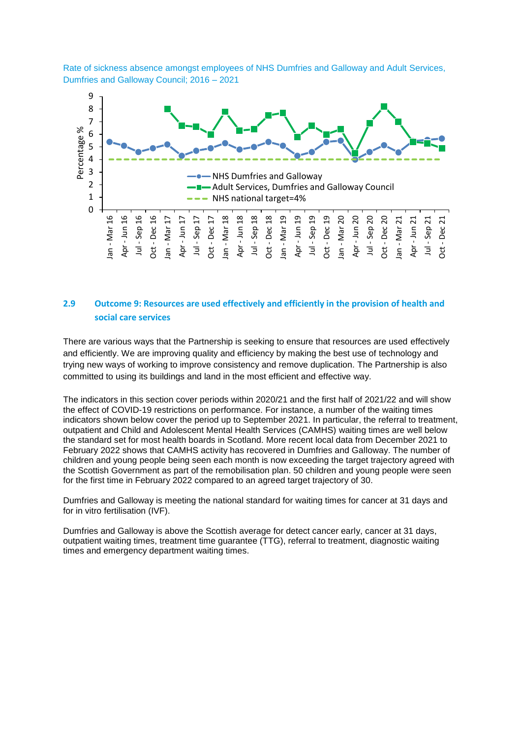Rate of sickness absence amongst employees of NHS Dumfries and Galloway and Adult Services, Dumfries and Galloway Council; 2016 – 2021

## 2.9 Outcome 9: Resources are used effectively and efficiently in the provision of health and social care services

There are various ways that the Partnership is seeking to ensure that resources are used effectively and efficiently. We are improving quality and efficiency by making the best use of technology and trying new ways of working to improve consistency and remove duplication. The Partnership is also committed to using its buildings and land in the most efficient and effective way.

The indicators in this section cover periods within 2020/21 and the first half of 2021/22 and will show the effect of COVID-19 restrictions on performance. For instance, a number of the waiting times indicators shown below cover the period up to September 2021. In particular, the referral to treatment, outpatient and Child and Adolescent Mental Health Services (CAMHS) waiting times are well below the standard set for most health boards in Scotland. More recent local data from December 2021 to February 2022 shows that CAMHS activity has recovered in Dumfries and Galloway. The number of children and young people being seen each month is now exceeding the target trajectory agreed with the Scottish Government as part of the remobilisation plan. 50 children and young people were seen for the first time in February 2022 compared to an agreed target trajectory of 30.

Dumfries and Galloway is meeting the national standard for waiting times for cancer at 31 days and for in vitro fertilisation (IVF).

Dumfries and Galloway is above the Scottish average for detect cancer early, cancer at 31 days, outpatient waiting times, treatment time guarantee (TTG), referral to treatment, diagnostic waiting times and emergency department waiting times.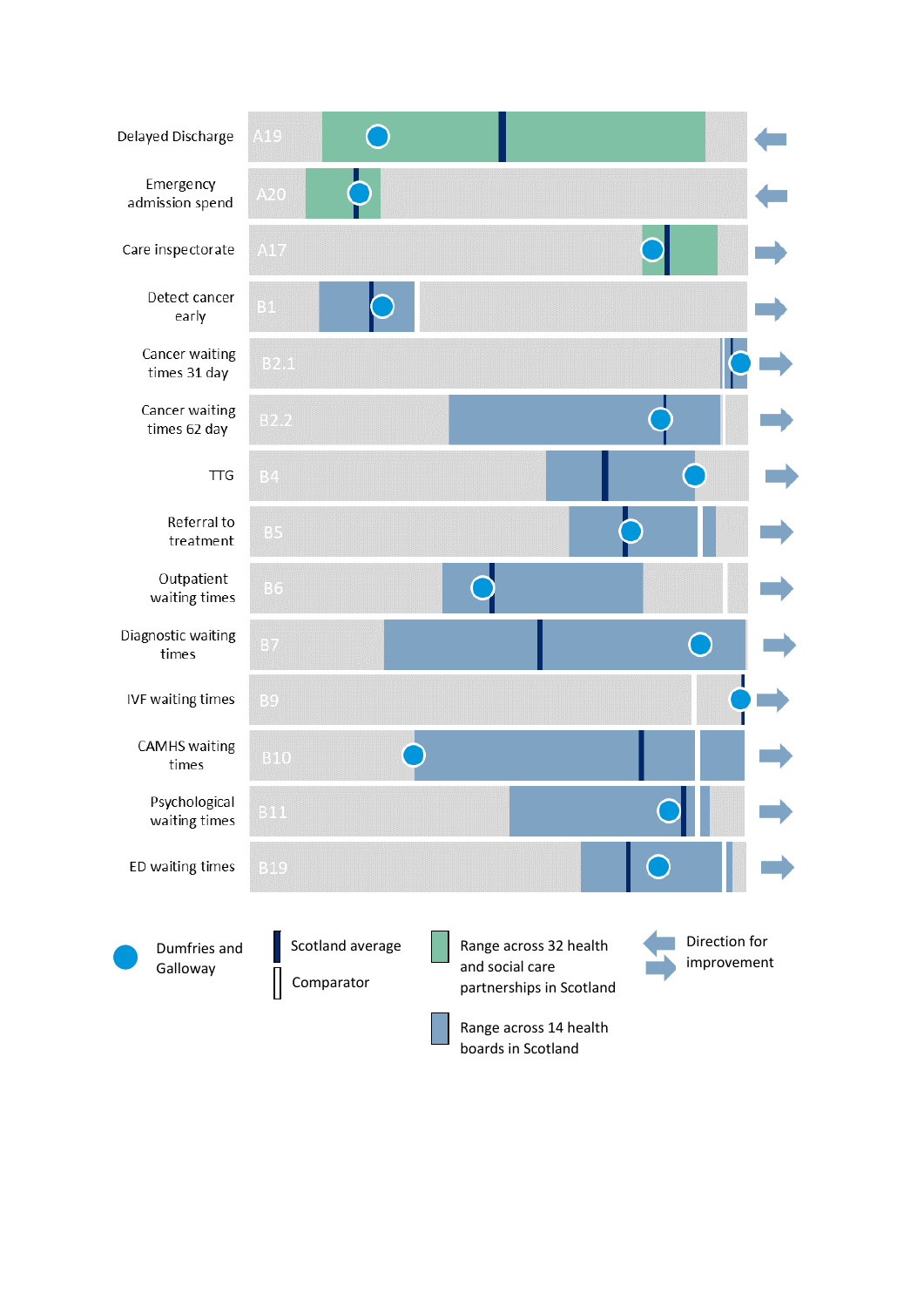Delayed Discharge A19

Emergency admission spend A20

Care inspectorate A17

Detect cancer early B1

Cancer waiting times 31 day B2.1

Cancer waiting times 62 day B2.2

TTG B4

Referral to treatment B5

Outpatient waiting times B6

Diagnostic waiting times B7

IVF waiting times B9

CAMHS waiting times B10

Psychological waiting times B11

ED waiting times B19

Dumfries and Galloway

Scotland average

Comparator

Range across 32 health and social care partnerships in Scotland

Range across 14 health boards in Scotland

Direction for improvement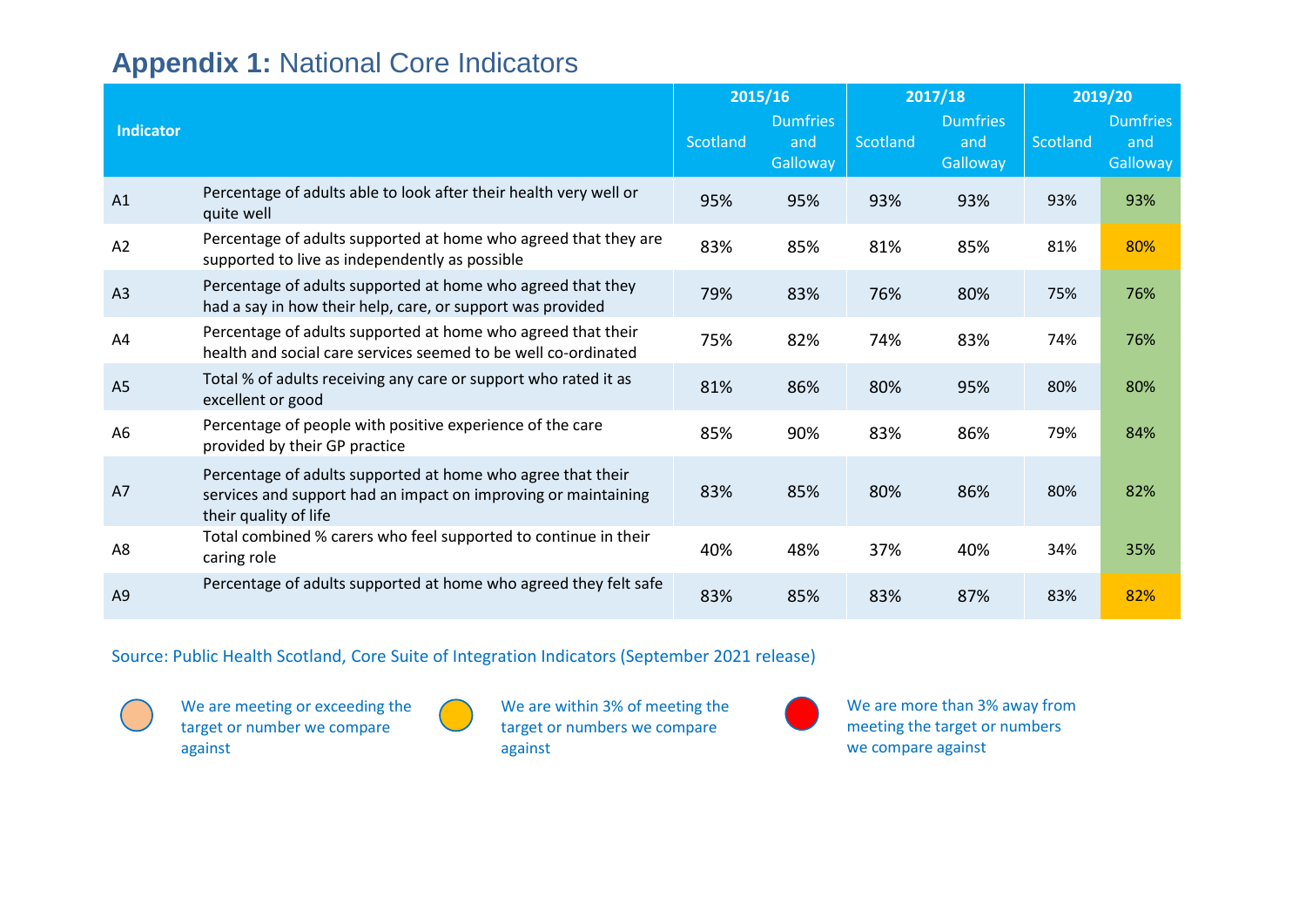# **Appendix 1:** National Core Indicators

| Indicator | | 2015/16 | | 2017/18 | | 2019/20 | |
|---|---|---|---|---|---|---|---|
| | | Scotland | Dumfries and Galloway | Scotland | Dumfries and Galloway | Scotland | Dumfries and Galloway |
| A1 | Percentage of adults able to look after their health very well or quite well | 95% | 95% | 93% | 93% | 93% | 93% |
| A2 | Percentage of adults supported at home who agreed that they are supported to live as independently as possible | 83% | 85% | 81% | 85% | 81% | 80% |
| A3 | Percentage of adults supported at home who agreed that they had a say in how their help, care, or support was provided | 79% | 83% | 76% | 80% | 75% | 76% |
| A4 | Percentage of adults supported at home who agreed that their health and social care services seemed to be well co-ordinated | 75% | 82% | 74% | 83% | 74% | 76% |
| A5 | Total % of adults receiving any care or support who rated it as excellent or good | 81% | 86% | 80% | 95% | 80% | 80% |
| A6 | Percentage of people with positive experience of the care provided by their GP practice | 85% | 90% | 83% | 86% | 79% | 84% |
| A7 | Percentage of adults supported at home who agree that their services and support had an impact on improving or maintaining their quality of life | 83% | 85% | 80% | 86% | 80% | 82% |
| A8 | Total combined % carers who feel supported to continue in their caring role | 40% | 48% | 37% | 40% | 34% | 35% |
| A9 | Percentage of adults supported at home who agreed they felt safe | 83% | 85% | 83% | 87% | 83% | 82% |

Source: Public Health Scotland, Core Suite of Integration Indicators (September 2021 release)

- We are meeting or exceeding the target or number we compare against
- We are within 3% of meeting the target or numbers we compare against
- We are more than 3% away from meeting the target or numbers we compare against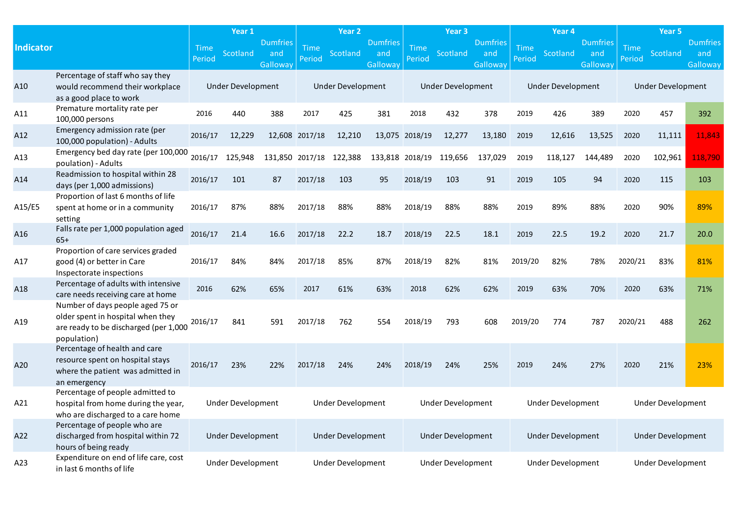| Indicator | | Year 1 | | | Year 2 | | | Year 3 | | | Year 4 | | | Year 5 | | |
|---|---|---|---|---|---|---|---|---|---|---|---|---|---|---|---|---|
| | | Time Period | Scotland | Dumfries and Galloway | Time Period | Scotland | Dumfries and Galloway | Time Period | Scotland | Dumfries and Galloway | Time Period | Scotland | Dumfries and Galloway | Time Period | Scotland | Dumfries and Galloway |
| A10 | Percentage of staff who say they would recommend their workplace as a good place to work | Under Development | | | Under Development | | | Under Development | | | Under Development | | | Under Development | | |
| A11 | Premature mortality rate per 100,000 persons | 2016 | 440 | 388 | 2017 | 425 | 381 | 2018 | 432 | 378 | 2019 | 426 | 389 | 2020 | 457 | 392 |
| A12 | Emergency admission rate (per 100,000 population) - Adults | 2016/17 | 12,229 | 12,608 | 2017/18 | 12,210 | 13,075 | 2018/19 | 12,277 | 13,180 | 2019 | 12,616 | 13,525 | 2020 | 11,111 | 11,843 |
| A13 | Emergency bed day rate (per 100,000 poulation) - Adults | 2016/17 | 125,948 | 131,850 | 2017/18 | 122,388 | 133,818 | 2018/19 | 119,656 | 137,029 | 2019 | 118,127 | 144,489 | 2020 | 102,961 | 118,790 |
| A14 | Readmission to hospital within 28 days (per 1,000 admissions) | 2016/17 | 101 | 87 | 2017/18 | 103 | 95 | 2018/19 | 103 | 91 | 2019 | 105 | 94 | 2020 | 115 | 103 |
| A15/E5 | Proportion of last 6 months of life spent at home or in a community setting | 2016/17 | 87% | 88% | 2017/18 | 88% | 88% | 2018/19 | 88% | 88% | 2019 | 89% | 88% | 2020 | 90% | 89% |
| A16 | Falls rate per 1,000 population aged 65+ | 2016/17 | 21.4 | 16.6 | 2017/18 | 22.2 | 18.7 | 2018/19 | 22.5 | 18.1 | 2019 | 22.5 | 19.2 | 2020 | 21.7 | 20.0 |
| A17 | Proportion of care services graded good (4) or better in Care Inspectorate inspections | 2016/17 | 84% | 84% | 2017/18 | 85% | 87% | 2018/19 | 82% | 81% | 2019/20 | 82% | 78% | 2020/21 | 83% | 81% |
| A18 | Percentage of adults with intensive care needs receiving care at home | 2016 | 62% | 65% | 2017 | 61% | 63% | 2018 | 62% | 62% | 2019 | 63% | 70% | 2020 | 63% | 71% |
| A19 | Number of days people aged 75 or older spent in hospital when they are ready to be discharged (per 1,000 population) | 2016/17 | 841 | 591 | 2017/18 | 762 | 554 | 2018/19 | 793 | 608 | 2019/20 | 774 | 787 | 2020/21 | 488 | 262 |
| A20 | Percentage of health and care resource spent on hospital stays where the patient was admitted in an emergency | 2016/17 | 23% | 22% | 2017/18 | 24% | 24% | 2018/19 | 24% | 25% | 2019 | 24% | 27% | 2020 | 21% | 23% |
| A21 | Percentage of people admitted to hospital from home during the year, who are discharged to a care home | Under Development | | | Under Development | | | Under Development | | | Under Development | | | Under Development | | |
| A22 | Percentage of people who are discharged from hospital within 72 hours of being ready | Under Development | | | Under Development | | | Under Development | | | Under Development | | | Under Development | | |
| A23 | Expenditure on end of life care, cost in last 6 months of life | Under Development | | | Under Development | | | Under Development | | | Under Development | | | Under Development | | |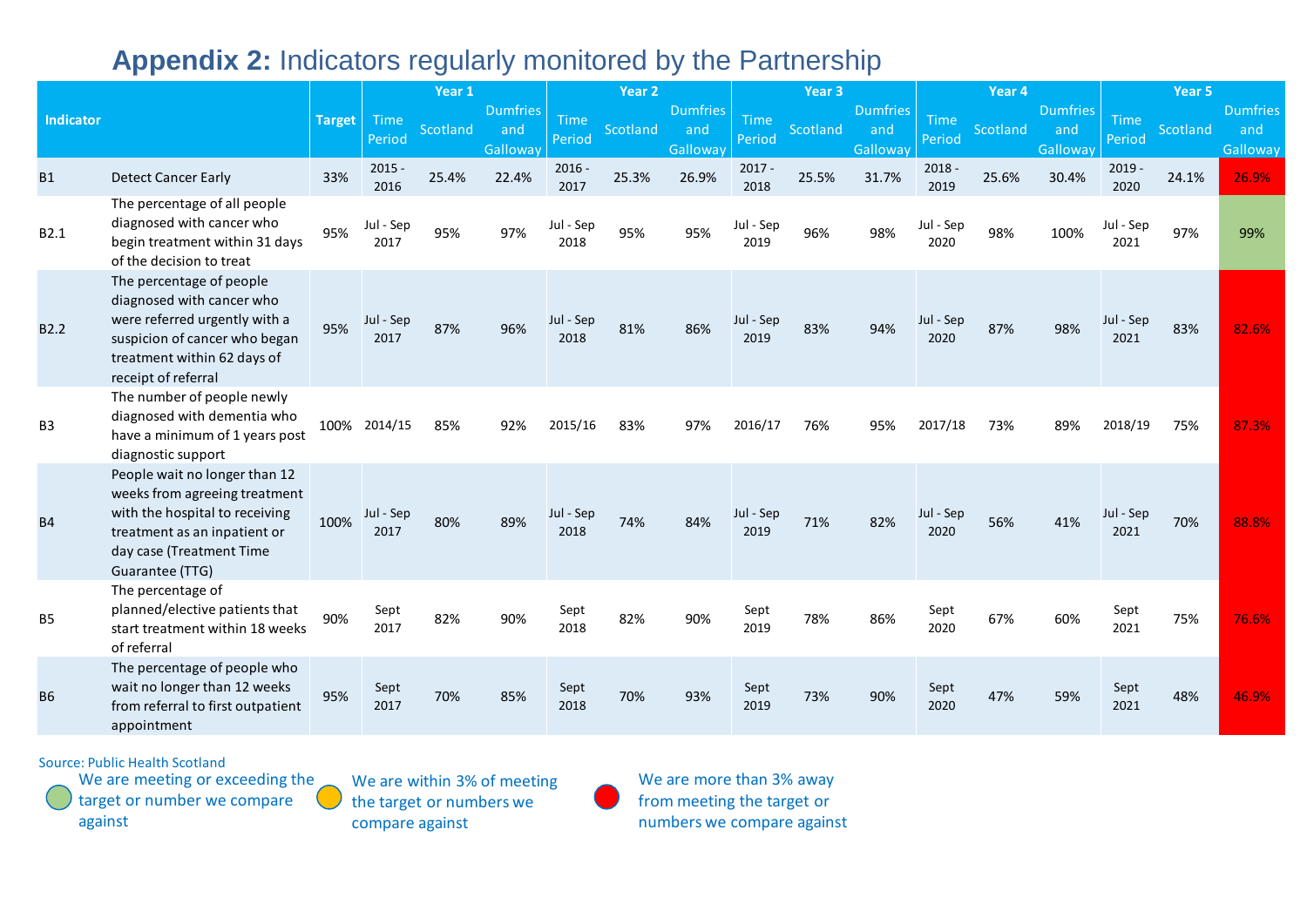# **Appendix 2:** Indicators regularly monitored by the Partnership

| Indicator | | Target | Year 1 | | | Year 2 | | | Year 3 | | | Year 4 | | | Year 5 | | |
|---|---|---|---|---|---|---|---|---|---|---|---|---|---|---|---|---|---|
| | | | Time Period | Scotland | Dumfries and Galloway | Time Period | Scotland | Dumfries and Galloway | Time Period | Scotland | Dumfries and Galloway | Time Period | Scotland | Dumfries and Galloway | Time Period | Scotland | Dumfries and Galloway |
| B1 | Detect Cancer Early | 33% | 2015 - 2016 | 25.4% | 22.4% | 2016 - 2017 | 25.3% | 26.9% | 2017 - 2018 | 25.5% | 31.7% | 2018 - 2019 | 25.6% | 30.4% | 2019 - 2020 | 24.1% | 26.9% |
| B2.1 | The percentage of all people diagnosed with cancer who begin treatment within 31 days of the decision to treat | 95% | Jul - Sep 2017 | 95% | 97% | Jul - Sep 2018 | 95% | 95% | Jul - Sep 2019 | 96% | 98% | Jul - Sep 2020 | 98% | 100% | Jul - Sep 2021 | 97% | 99% |
| B2.2 | The percentage of people diagnosed with cancer who were referred urgently with a suspicion of cancer who began treatment within 62 days of receipt of referral | 95% | Jul - Sep 2017 | 87% | 96% | Jul - Sep 2018 | 81% | 86% | Jul - Sep 2019 | 83% | 94% | Jul - Sep 2020 | 87% | 98% | Jul - Sep 2021 | 83% | 82.6% |
| B3 | The number of people newly diagnosed with dementia who have a minimum of 1 years post diagnostic support | 100% | 2014/15 | 85% | 92% | 2015/16 | 83% | 97% | 2016/17 | 76% | 95% | 2017/18 | 73% | 89% | 2018/19 | 75% | 87.3% |
| B4 | People wait no longer than 12 weeks from agreeing treatment with the hospital to receiving treatment as an inpatient or day case (Treatment Time Guarantee (TTG) | 100% | Jul - Sep 2017 | 80% | 89% | Jul - Sep 2018 | 74% | 84% | Jul - Sep 2019 | 71% | 82% | Jul - Sep 2020 | 56% | 41% | Jul - Sep 2021 | 70% | 88.8% |
| B5 | The percentage of planned/elective patients that start treatment within 18 weeks of referral | 90% | Sept 2017 | 82% | 90% | Sept 2018 | 82% | 90% | Sept 2019 | 78% | 86% | Sept 2020 | 67% | 60% | Sept 2021 | 75% | 76.6% |
| B6 | The percentage of people who wait no longer than 12 weeks from referral to first outpatient appointment | 95% | Sept 2017 | 70% | 85% | Sept 2018 | 70% | 93% | Sept 2019 | 73% | 90% | Sept 2020 | 47% | 59% | Sept 2021 | 48% | 46.9% |

Source: Public Health Scotland

- Green: We are meeting or exceeding the target or number we compare against
- Amber: We are within 3% of meeting the target or numbers we compare against
- Red: We are more than 3% away from meeting the target or numbers we compare against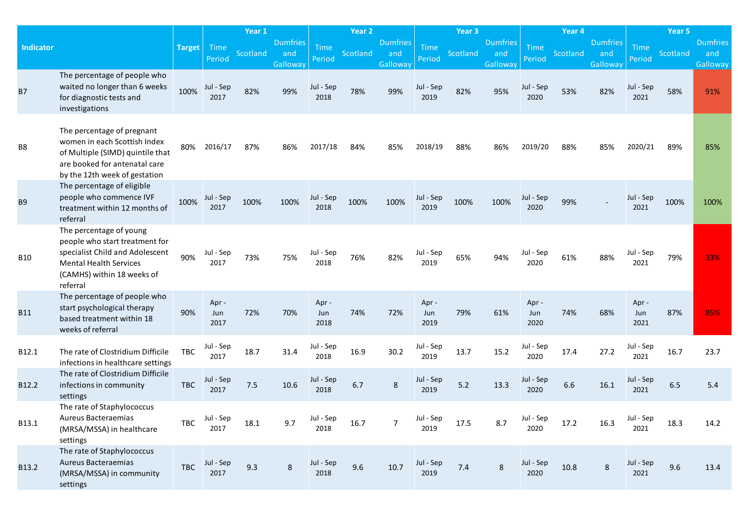| Indicator | | Target | Year 1 | | | Year 2 | | | Year 3 | | | Year 4 | | | Year 5 | | |
|---|---|---|---|---|---|---|---|---|---|---|---|---|---|---|---|---|---|
| | | | Time Period | Scotland | Dumfries and Galloway | Time Period | Scotland | Dumfries and Galloway | Time Period | Scotland | Dumfries and Galloway | Time Period | Scotland | Dumfries and Galloway | Time Period | Scotland | Dumfries and Galloway |
| B7 | The percentage of people who waited no longer than 6 weeks for diagnostic tests and investigations | 100% | Jul - Sep 2017 | 82% | 99% | Jul - Sep 2018 | 78% | 99% | Jul - Sep 2019 | 82% | 95% | Jul - Sep 2020 | 53% | 82% | Jul - Sep 2021 | 58% | 91% |
| B8 | The percentage of pregnant women in each Scottish Index of Multiple (SIMD) quintile that are booked for antenatal care by the 12th week of gestation | 80% | 2016/17 | 87% | 86% | 2017/18 | 84% | 85% | 2018/19 | 88% | 86% | 2019/20 | 88% | 85% | 2020/21 | 89% | 85% |
| B9 | The percentage of eligible people who commence IVF treatment within 12 months of referral | 100% | Jul - Sep 2017 | 100% | 100% | Jul - Sep 2018 | 100% | 100% | Jul - Sep 2019 | 100% | 100% | Jul - Sep 2020 | 99% | - | Jul - Sep 2021 | 100% | 100% |
| B10 | The percentage of young people who start treatment for specialist Child and Adolescent Mental Health Services (CAMHS) within 18 weeks of referral | 90% | Jul - Sep 2017 | 73% | 75% | Jul - Sep 2018 | 76% | 82% | Jul - Sep 2019 | 65% | 94% | Jul - Sep 2020 | 61% | 88% | Jul - Sep 2021 | 79% | 33% |
| B11 | The percentage of people who start psychological therapy based treatment within 18 weeks of referral | 90% | Apr - Jun 2017 | 72% | 70% | Apr - Jun 2018 | 74% | 72% | Apr - Jun 2019 | 79% | 61% | Apr - Jun 2020 | 74% | 68% | Apr - Jun 2021 | 87% | 85% |
| B12.1 | The rate of Clostridium Difficile infections in healthcare settings | TBC | Jul - Sep 2017 | 18.7 | 31.4 | Jul - Sep 2018 | 16.9 | 30.2 | Jul - Sep 2019 | 13.7 | 15.2 | Jul - Sep 2020 | 17.4 | 27.2 | Jul - Sep 2021 | 16.7 | 23.7 |
| B12.2 | The rate of Clostridium Difficile infections in community settings | TBC | Jul - Sep 2017 | 7.5 | 10.6 | Jul - Sep 2018 | 6.7 | 8 | Jul - Sep 2019 | 5.2 | 13.3 | Jul - Sep 2020 | 6.6 | 16.1 | Jul - Sep 2021 | 6.5 | 5.4 |
| B13.1 | The rate of Staphylococcus Aureus Bacteraemias (MRSA/MSSA) in healthcare settings | TBC | Jul - Sep 2017 | 18.1 | 9.7 | Jul - Sep 2018 | 16.7 | 7 | Jul - Sep 2019 | 17.5 | 8.7 | Jul - Sep 2020 | 17.2 | 16.3 | Jul - Sep 2021 | 18.3 | 14.2 |
| B13.2 | The rate of Staphylococcus Aureus Bacteraemias (MRSA/MSSA) in community settings | TBC | Jul - Sep 2017 | 9.3 | 8 | Jul - Sep 2018 | 9.6 | 10.7 | Jul - Sep 2019 | 7.4 | 8 | Jul - Sep 2020 | 10.8 | 8 | Jul - Sep 2021 | 9.6 | 13.4 |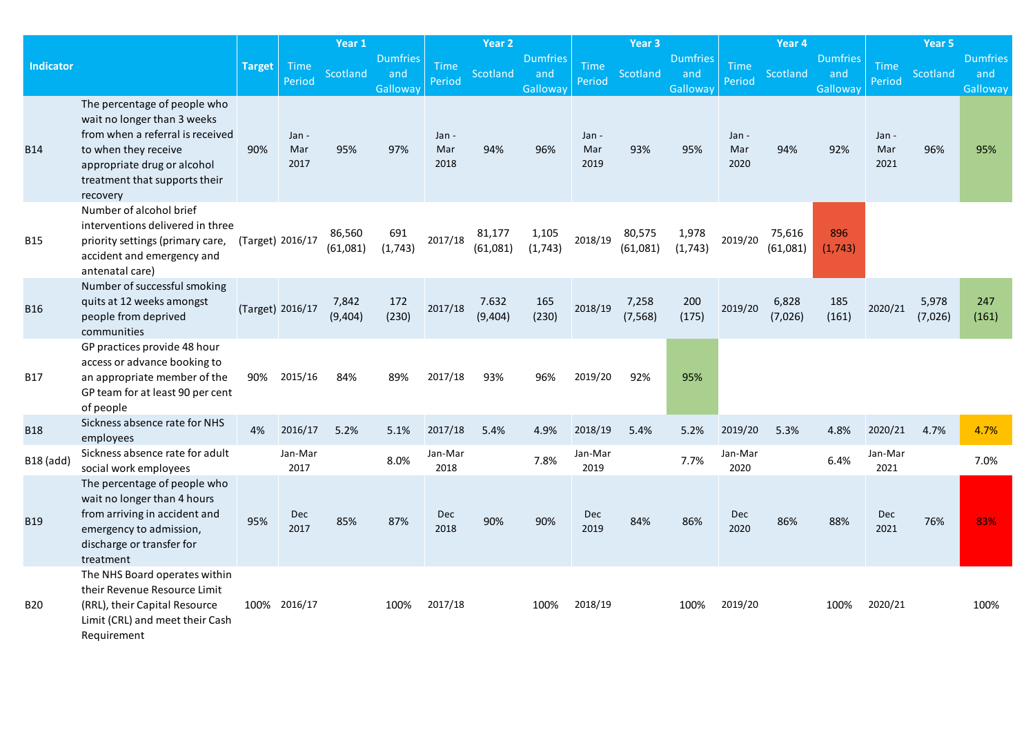| Indicator | | Target | Year 1 | | | Year 2 | | | Year 3 | | | Year 4 | | | Year 5 | | |
|---|---|---|---|---|---|---|---|---|---|---|---|---|---|---|---|---|---|
| | | | Time Period | Scotland | Dumfries and Galloway | Time Period | Scotland | Dumfries and Galloway | Time Period | Scotland | Dumfries and Galloway | Time Period | Scotland | Dumfries and Galloway | Time Period | Scotland | Dumfries and Galloway |
| B14 | The percentage of people who wait no longer than 3 weeks from when a referral is received to when they receive appropriate drug or alcohol treatment that supports their recovery | 90% | Jan - Mar 2017 | 95% | 97% | Jan - Mar 2018 | 94% | 96% | Jan - Mar 2019 | 93% | 95% | Jan - Mar 2020 | 94% | 92% | Jan - Mar 2021 | 96% | 95% |
| B15 | Number of alcohol brief interventions delivered in three priority settings (primary care, accident and emergency and antenatal care) | (Target) | 2016/17 | 86,560 (61,081) | 691 (1,743) | 2017/18 | 81,177 (61,081) | 1,105 (1,743) | 2018/19 | 80,575 (61,081) | 1,978 (1,743) | 2019/20 | 75,616 (61,081) | 896 (1,743) | | | |
| B16 | Number of successful smoking quits at 12 weeks amongst people from deprived communities | (Target) | 2016/17 | 7,842 (9,404) | 172 (230) | 2017/18 | 7.632 (9,404) | 165 (230) | 2018/19 | 7,258 (7,568) | 200 (175) | 2019/20 | 6,828 (7,026) | 185 (161) | 2020/21 | 5,978 (7,026) | 247 (161) |
| B17 | GP practices provide 48 hour access or advance booking to an appropriate member of the GP team for at least 90 per cent of people | 90% | 2015/16 | 84% | 89% | 2017/18 | 93% | 96% | 2019/20 | 92% | 95% | | | | | | |
| B18 | Sickness absence rate for NHS employees | 4% | 2016/17 | 5.2% | 5.1% | 2017/18 | 5.4% | 4.9% | 2018/19 | 5.4% | 5.2% | 2019/20 | 5.3% | 4.8% | 2020/21 | 4.7% | 4.7% |
| B18 (add) | Sickness absence rate for adult social work employees | | Jan-Mar 2017 | | 8.0% | Jan-Mar 2018 | | 7.8% | Jan-Mar 2019 | | 7.7% | Jan-Mar 2020 | | 6.4% | Jan-Mar 2021 | | 7.0% |
| B19 | The percentage of people who wait no longer than 4 hours from arriving in accident and emergency to admission, discharge or transfer for treatment | 95% | Dec 2017 | 85% | 87% | Dec 2018 | 90% | 90% | Dec 2019 | 84% | 86% | Dec 2020 | 86% | 88% | Dec 2021 | 76% | 83% |
| B20 | The NHS Board operates within their Revenue Resource Limit (RRL), their Capital Resource Limit (CRL) and meet their Cash Requirement | 100% | 2016/17 | | 100% | 2017/18 | | 100% | 2018/19 | | 100% | 2019/20 | | 100% | 2020/21 | | 100% |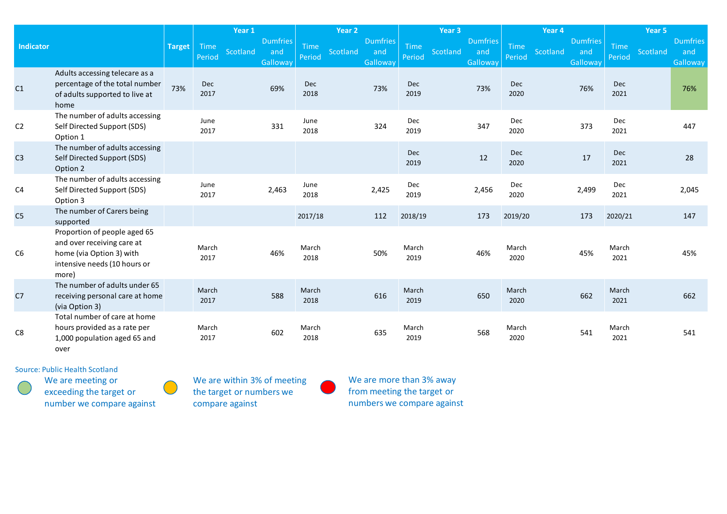| Indicator | | Target | Year 1 | | | Year 2 | | | Year 3 | | | Year 4 | | | Year 5 | | |
|---|---|---|---|---|---|---|---|---|---|---|---|---|---|---|---|---|---|
| | | | Time Period | Scotland | Dumfries and Galloway | Time Period | Scotland | Dumfries and Galloway | Time Period | Scotland | Dumfries and Galloway | Time Period | Scotland | Dumfries and Galloway | Time Period | Scotland | Dumfries and Galloway |
| C1 | Adults accessing telecare as a percentage of the total number of adults supported to live at home | 73% | Dec 2017 | | 69% | Dec 2018 | | 73% | Dec 2019 | | 73% | Dec 2020 | | 76% | Dec 2021 | | 76% |
| C2 | The number of adults accessing Self Directed Support (SDS) Option 1 | | June 2017 | | 331 | June 2018 | | 324 | Dec 2019 | | 347 | Dec 2020 | | 373 | Dec 2021 | | 447 |
| C3 | The number of adults accessing Self Directed Support (SDS) Option 2 | | | | | | | | Dec 2019 | | 12 | Dec 2020 | | 17 | Dec 2021 | | 28 |
| C4 | The number of adults accessing Self Directed Support (SDS) Option 3 | | June 2017 | | 2,463 | June 2018 | | 2,425 | Dec 2019 | | 2,456 | Dec 2020 | | 2,499 | Dec 2021 | | 2,045 |
| C5 | The number of Carers being supported | | | | | 2017/18 | | 112 | 2018/19 | | 173 | 2019/20 | | 173 | 2020/21 | | 147 |
| C6 | Proportion of people aged 65 and over receiving care at home (via Option 3) with intensive needs (10 hours or more) | | March 2017 | | 46% | March 2018 | | 50% | March 2019 | | 46% | March 2020 | | 45% | March 2021 | | 45% |
| C7 | The number of adults under 65 receiving personal care at home (via Option 3) | | March 2017 | | 588 | March 2018 | | 616 | March 2019 | | 650 | March 2020 | | 662 | March 2021 | | 662 |
| C8 | Total number of care at home hours provided as a rate per 1,000 population aged 65 and over | | March 2017 | | 602 | March 2018 | | 635 | March 2019 | | 568 | March 2020 | | 541 | March 2021 | | 541 |

Source: Public Health Scotland

- Green: We are meeting or exceeding the target or number we compare against
- Amber: We are within 3% of meeting the target or numbers we compare against
- Red: We are more than 3% away from meeting the target or numbers we compare against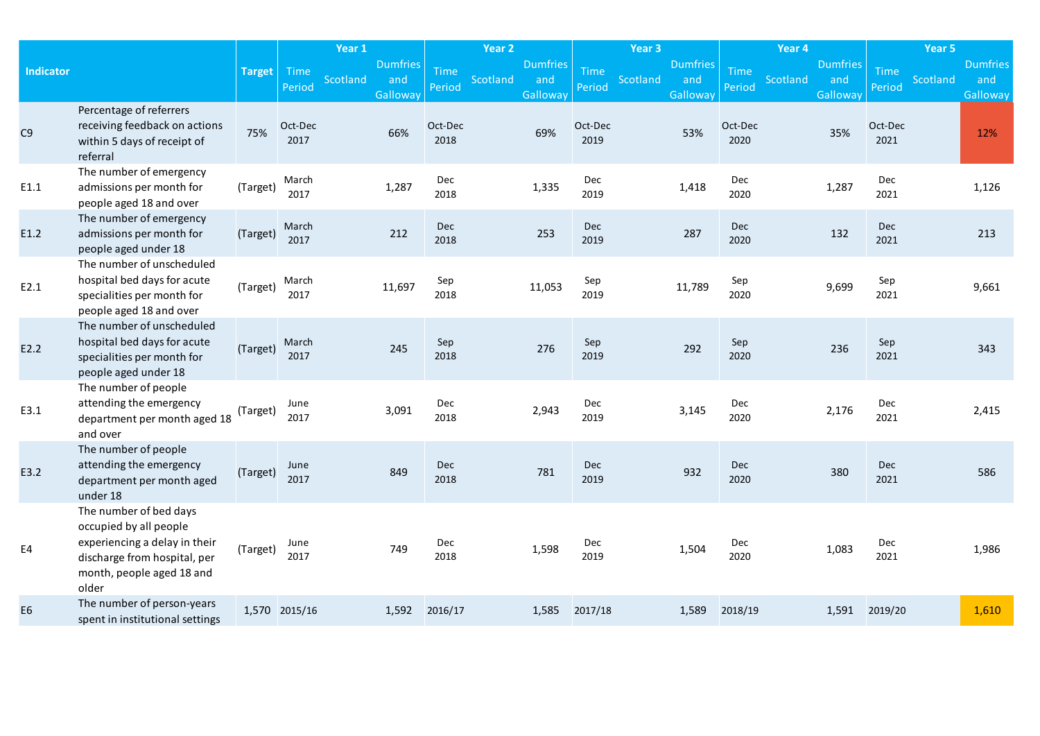| Indicator | | Target | Year 1 | | | Year 2 | | | Year 3 | | | Year 4 | | | Year 5 | | |
|---|---|---|---|---|---|---|---|---|---|---|---|---|---|---|---|---|---|
| | | | Time Period | Scotland | Dumfries and Galloway | Time Period | Scotland | Dumfries and Galloway | Time Period | Scotland | Dumfries and Galloway | Time Period | Scotland | Dumfries and Galloway | Time Period | Scotland | Dumfries and Galloway |
| C9 | Percentage of referrers receiving feedback on actions within 5 days of receipt of referral | 75% | Oct-Dec 2017 | | 66% | Oct-Dec 2018 | | 69% | Oct-Dec 2019 | | 53% | Oct-Dec 2020 | | 35% | Oct-Dec 2021 | | 12% |
| E1.1 | The number of emergency admissions per month for people aged 18 and over | (Target) | March 2017 | | 1,287 | Dec 2018 | | 1,335 | Dec 2019 | | 1,418 | Dec 2020 | | 1,287 | Dec 2021 | | 1,126 |
| E1.2 | The number of emergency admissions per month for people aged under 18 | (Target) | March 2017 | | 212 | Dec 2018 | | 253 | Dec 2019 | | 287 | Dec 2020 | | 132 | Dec 2021 | | 213 |
| E2.1 | The number of unscheduled hospital bed days for acute specialities per month for people aged 18 and over | (Target) | March 2017 | | 11,697 | Sep 2018 | | 11,053 | Sep 2019 | | 11,789 | Sep 2020 | | 9,699 | Sep 2021 | | 9,661 |
| E2.2 | The number of unscheduled hospital bed days for acute specialities per month for people aged under 18 | (Target) | March 2017 | | 245 | Sep 2018 | | 276 | Sep 2019 | | 292 | Sep 2020 | | 236 | Sep 2021 | | 343 |
| E3.1 | The number of people attending the emergency department per month aged 18 and over | (Target) | June 2017 | | 3,091 | Dec 2018 | | 2,943 | Dec 2019 | | 3,145 | Dec 2020 | | 2,176 | Dec 2021 | | 2,415 |
| E3.2 | The number of people attending the emergency department per month aged under 18 | (Target) | June 2017 | | 849 | Dec 2018 | | 781 | Dec 2019 | | 932 | Dec 2020 | | 380 | Dec 2021 | | 586 |
| E4 | The number of bed days occupied by all people experiencing a delay in their discharge from hospital, per month, people aged 18 and older | (Target) | June 2017 | | 749 | Dec 2018 | | 1,598 | Dec 2019 | | 1,504 | Dec 2020 | | 1,083 | Dec 2021 | | 1,986 |
| E6 | The number of person-years spent in institutional settings | 1,570 | 2015/16 | | 1,592 | 2016/17 | | 1,585 | 2017/18 | | 1,589 | 2018/19 | | 1,591 | 2019/20 | | 1,610 |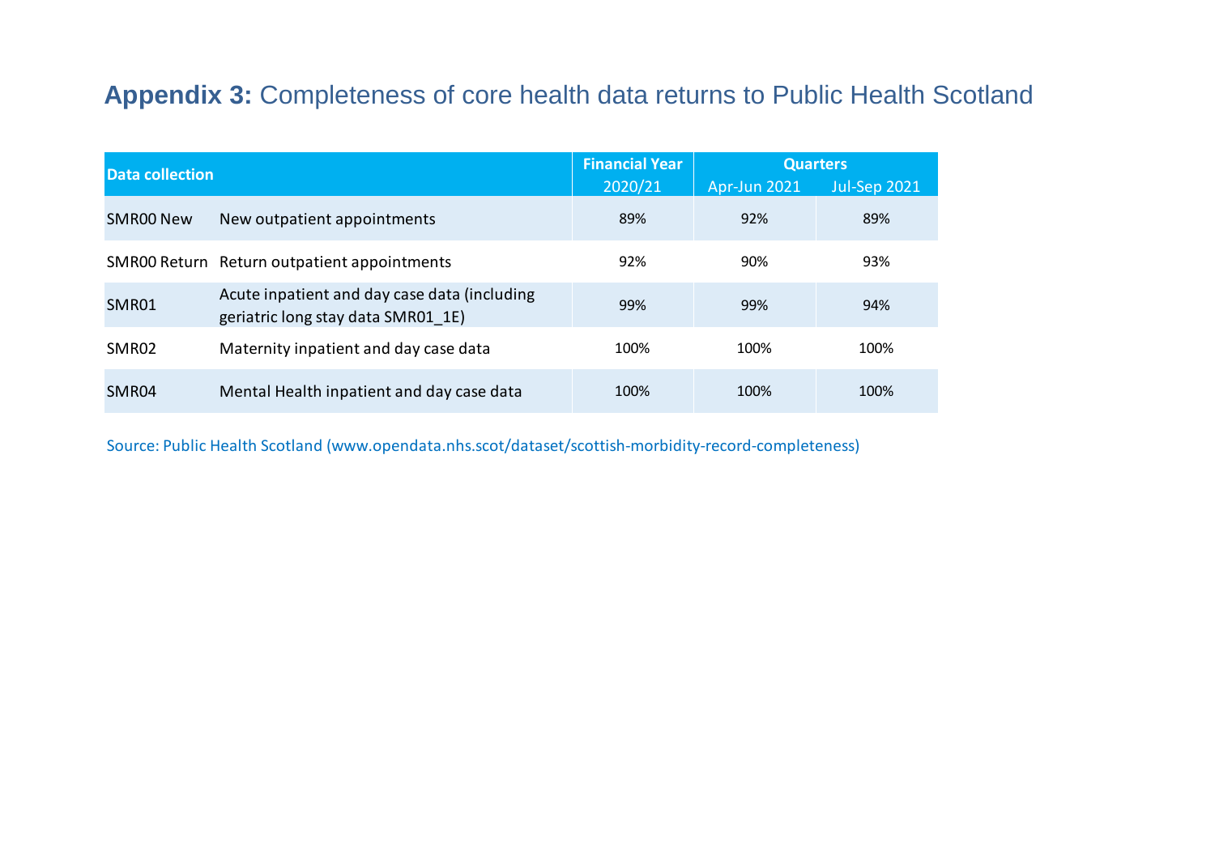## **Appendix 3:** Completeness of core health data returns to Public Health Scotland

| Data collection | | Financial Year | Quarters | |
|---|---|---|---|---|
| | | 2020/21 | Apr-Jun 2021 | Jul-Sep 2021 |
| SMR00 New | New outpatient appointments | 89% | 92% | 89% |
| SMR00 Return | Return outpatient appointments | 92% | 90% | 93% |
| SMR01 | Acute inpatient and day case data (including geriatric long stay data SMR01_1E) | 99% | 99% | 94% |
| SMR02 | Maternity inpatient and day case data | 100% | 100% | 100% |
| SMR04 | Mental Health inpatient and day case data | 100% | 100% | 100% |

Source: Public Health Scotland (www.opendata.nhs.scot/dataset/scottish-morbidity-record-completeness)